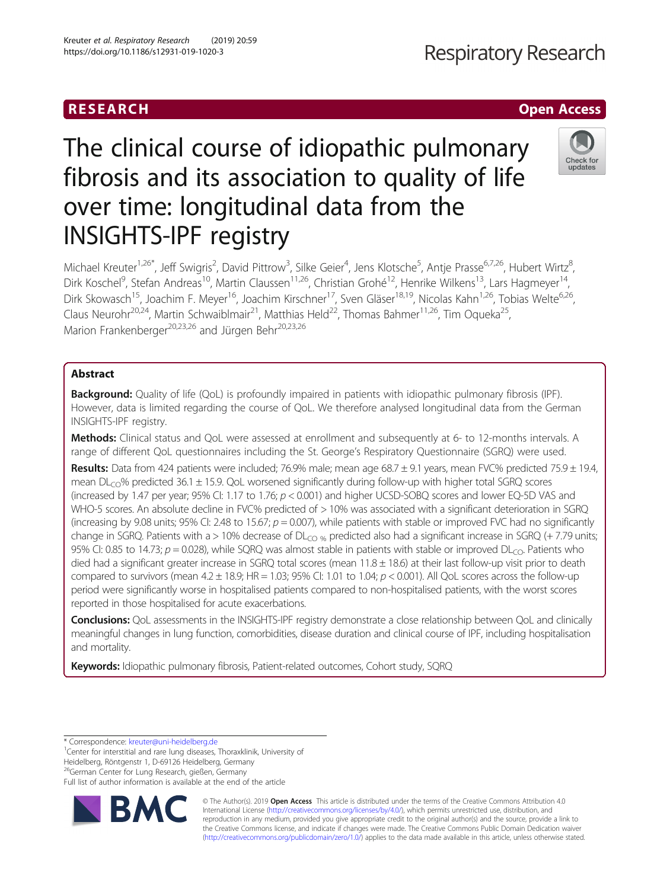RESEARCH Open Access

# The clinical course of idiopathic pulmonary fibrosis and its association to quality of life over time: longitudinal data from the INSIGHTS-IPF registry

Michael Kreuter[1,26*], Jeff Swigris[2], David Pittrow[3], Silke Geier[4], Jens Klotsche[5], Antje Prasse[6,7,26], Hubert Wirtz[8], Dirk Koschel[9], Stefan Andreas[10], Martin Claussen[11,26], Christian Grohé[12], Henrike Wilkens[13], Lars Hagmeyer[14], Dirk Skowasch[15], Joachim F. Meyer[16], Joachim Kirschner[17], Sven Gläser[18,19], Nicolas Kahn[1,26], Tobias Welte[6,26], Claus Neurohr[20,24], Martin Schwaiblmair[21], Matthias Held[22], Thomas Bahmer[11,26], Tim Oqueka[25], Marion Frankenberger[20,23,26] and Jürgen Behr[20,23,26]

## Abstract

**Background:** Quality of life (QoL) is profoundly impaired in patients with idiopathic pulmonary fibrosis (IPF). However, data is limited regarding the course of QoL. We therefore analysed longitudinal data from the German INSIGHTS-IPF registry.

**Methods:** Clinical status and QoL were assessed at enrollment and subsequently at 6- to 12-months intervals. A range of different QoL questionnaires including the St. George's Respiratory Questionnaire (SGRQ) were used.

**Results:** Data from 424 patients were included; 76.9% male; mean age 68.7 ± 9.1 years, mean FVC% predicted 75.9 ± 19.4, mean $DL_{CO}$% predicted 36.1 ± 15.9. QoL worsened significantly during follow-up with higher total SGRQ scores (increased by 1.47 per year; 95% CI: 1.17 to 1.76; $p < 0.001$) and higher UCSD-SOBQ scores and lower EQ-5D VAS and WHO-5 scores. An absolute decline in FVC% predicted of > 10% was associated with a significant deterioration in SGRQ (increasing by 9.08 units; 95% CI: 2.48 to 15.67; $p = 0.007$), while patients with stable or improved FVC had no significantly change in SGRQ. Patients with a > 10% decrease of $DL_{CO\ \%}$ predicted also had a significant increase in SGRQ (+ 7.79 units; 95% CI: 0.85 to 14.73; $p = 0.028$), while SQRQ was almost stable in patients with stable or improved $DL_{CO}$. Patients who died had a significant greater increase in SGRQ total scores (mean 11.8 ± 18.6) at their last follow-up visit prior to death compared to survivors (mean 4.2 ± 18.9; HR = 1.03; 95% CI: 1.01 to 1.04; $p < 0.001$). All QoL scores across the follow-up period were significantly worse in hospitalised patients compared to non-hospitalised patients, with the worst scores reported in those hospitalised for acute exacerbations.

**Conclusions:** QoL assessments in the INSIGHTS-IPF registry demonstrate a close relationship between QoL and clinically meaningful changes in lung function, comorbidities, disease duration and clinical course of IPF, including hospitalisation and mortality.

**Keywords:** Idiopathic pulmonary fibrosis, Patient-related outcomes, Cohort study, SQRQ

\* Correspondence: kreuter@uni-heidelberg.de
[1]Center for interstitial and rare lung diseases, Thoraxklinik, University of Heidelberg, Röntgenstr 1, D-69126 Heidelberg, Germany
[26]German Center for Lung Research, gießen, Germany
Full list of author information is available at the end of the article

© The Author(s). 2019 **Open Access** This article is distributed under the terms of the Creative Commons Attribution 4.0 International License (http://creativecommons.org/licenses/by/4.0/), which permits unrestricted use, distribution, and reproduction in any medium, provided you give appropriate credit to the original author(s) and the source, provide a link to the Creative Commons license, and indicate if changes were made. The Creative Commons Public Domain Dedication waiver (http://creativecommons.org/publicdomain/zero/1.0/) applies to the data made available in this article, unless otherwise stated.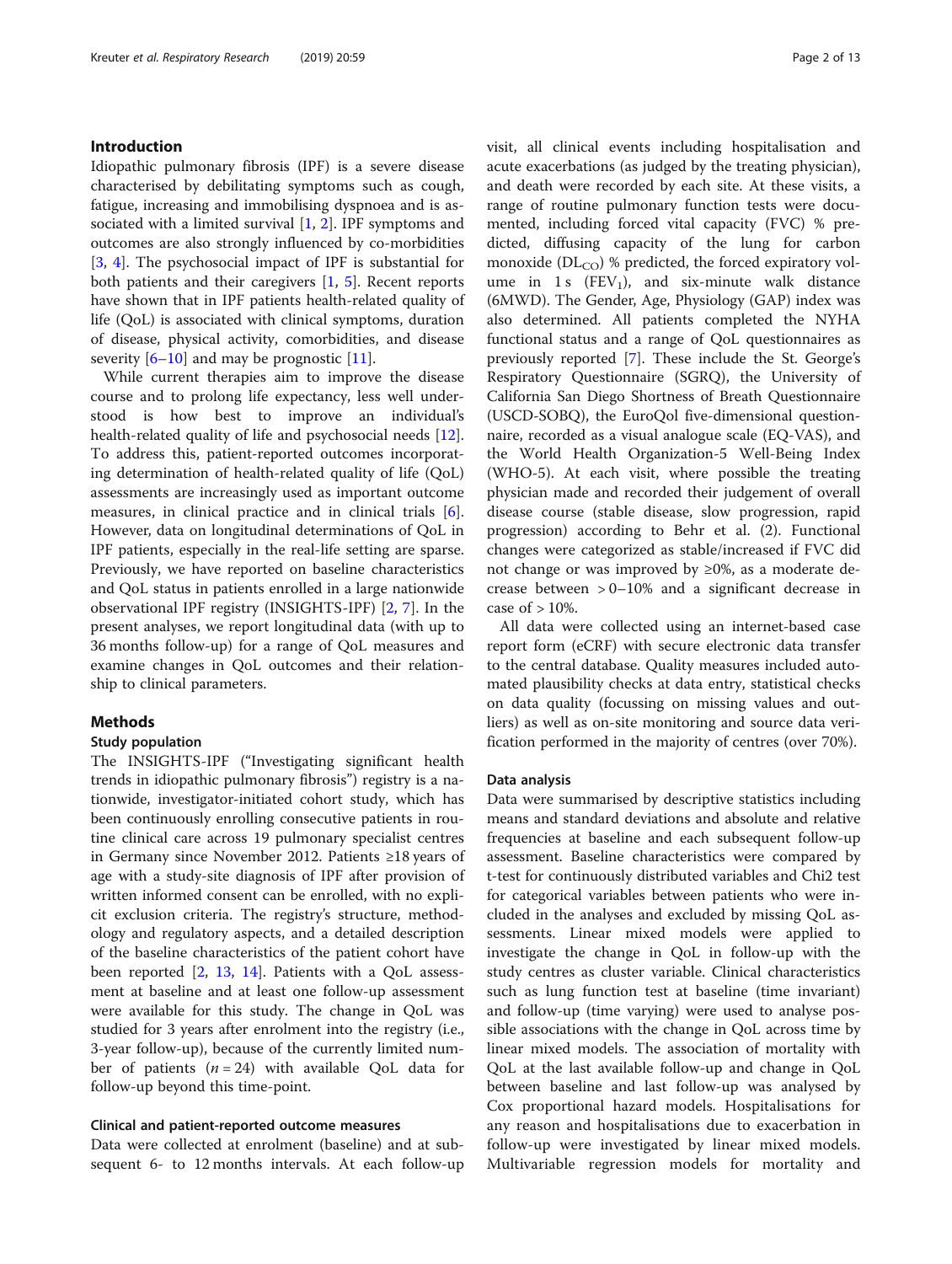## Introduction

Idiopathic pulmonary fibrosis (IPF) is a severe disease characterised by debilitating symptoms such as cough, fatigue, increasing and immobilising dyspnoea and is associated with a limited survival [1, 2]. IPF symptoms and outcomes are also strongly influenced by co-morbidities [3, 4]. The psychosocial impact of IPF is substantial for both patients and their caregivers [1, 5]. Recent reports have shown that in IPF patients health-related quality of life (QoL) is associated with clinical symptoms, duration of disease, physical activity, comorbidities, and disease severity [6–10] and may be prognostic [11].

While current therapies aim to improve the disease course and to prolong life expectancy, less well understood is how best to improve an individual's health-related quality of life and psychosocial needs [12]. To address this, patient-reported outcomes incorporating determination of health-related quality of life (QoL) assessments are increasingly used as important outcome measures, in clinical practice and in clinical trials [6]. However, data on longitudinal determinations of QoL in IPF patients, especially in the real-life setting are sparse. Previously, we have reported on baseline characteristics and QoL status in patients enrolled in a large nationwide observational IPF registry (INSIGHTS-IPF) [2, 7]. In the present analyses, we report longitudinal data (with up to 36 months follow-up) for a range of QoL measures and examine changes in QoL outcomes and their relationship to clinical parameters.

## Methods

### Study population

The INSIGHTS-IPF ("Investigating significant health trends in idiopathic pulmonary fibrosis") registry is a nationwide, investigator-initiated cohort study, which has been continuously enrolling consecutive patients in routine clinical care across 19 pulmonary specialist centres in Germany since November 2012. Patients ≥18 years of age with a study-site diagnosis of IPF after provision of written informed consent can be enrolled, with no explicit exclusion criteria. The registry's structure, methodology and regulatory aspects, and a detailed description of the baseline characteristics of the patient cohort have been reported [2, 13, 14]. Patients with a QoL assessment at baseline and at least one follow-up assessment were available for this study. The change in QoL was studied for 3 years after enrolment into the registry (i.e., 3-year follow-up), because of the currently limited number of patients ($n = 24$) with available QoL data for follow-up beyond this time-point.

### Clinical and patient-reported outcome measures

Data were collected at enrolment (baseline) and at subsequent 6- to 12 months intervals. At each follow-up visit, all clinical events including hospitalisation and acute exacerbations (as judged by the treating physician), and death were recorded by each site. At these visits, a range of routine pulmonary function tests were documented, including forced vital capacity (FVC) % predicted, diffusing capacity of the lung for carbon monoxide ($DL_{CO}$) % predicted, the forced expiratory volume in 1 s ($FEV_1$), and six-minute walk distance (6MWD). The Gender, Age, Physiology (GAP) index was also determined. All patients completed the NYHA functional status and a range of QoL questionnaires as previously reported [7]. These include the St. George's Respiratory Questionnaire (SGRQ), the University of California San Diego Shortness of Breath Questionnaire (USCD-SOBQ), the EuroQol five-dimensional questionnaire, recorded as a visual analogue scale (EQ-VAS), and the World Health Organization-5 Well-Being Index (WHO-5). At each visit, where possible the treating physician made and recorded their judgement of overall disease course (stable disease, slow progression, rapid progression) according to Behr et al. (2). Functional changes were categorized as stable/increased if FVC did not change or was improved by ≥0%, as a moderate decrease between >0–10% and a significant decrease in case of >10%.

All data were collected using an internet-based case report form (eCRF) with secure electronic data transfer to the central database. Quality measures included automated plausibility checks at data entry, statistical checks on data quality (focussing on missing values and outliers) as well as on-site monitoring and source data verification performed in the majority of centres (over 70%).

### Data analysis

Data were summarised by descriptive statistics including means and standard deviations and absolute and relative frequencies at baseline and each subsequent follow-up assessment. Baseline characteristics were compared by t-test for continuously distributed variables and Chi2 test for categorical variables between patients who were included in the analyses and excluded by missing QoL assessments. Linear mixed models were applied to investigate the change in QoL in follow-up with the study centres as cluster variable. Clinical characteristics such as lung function test at baseline (time invariant) and follow-up (time varying) were used to analyse possible associations with the change in QoL across time by linear mixed models. The association of mortality with QoL at the last available follow-up and change in QoL between baseline and last follow-up was analysed by Cox proportional hazard models. Hospitalisations for any reason and hospitalisations due to exacerbation in follow-up were investigated by linear mixed models. Multivariable regression models for mortality and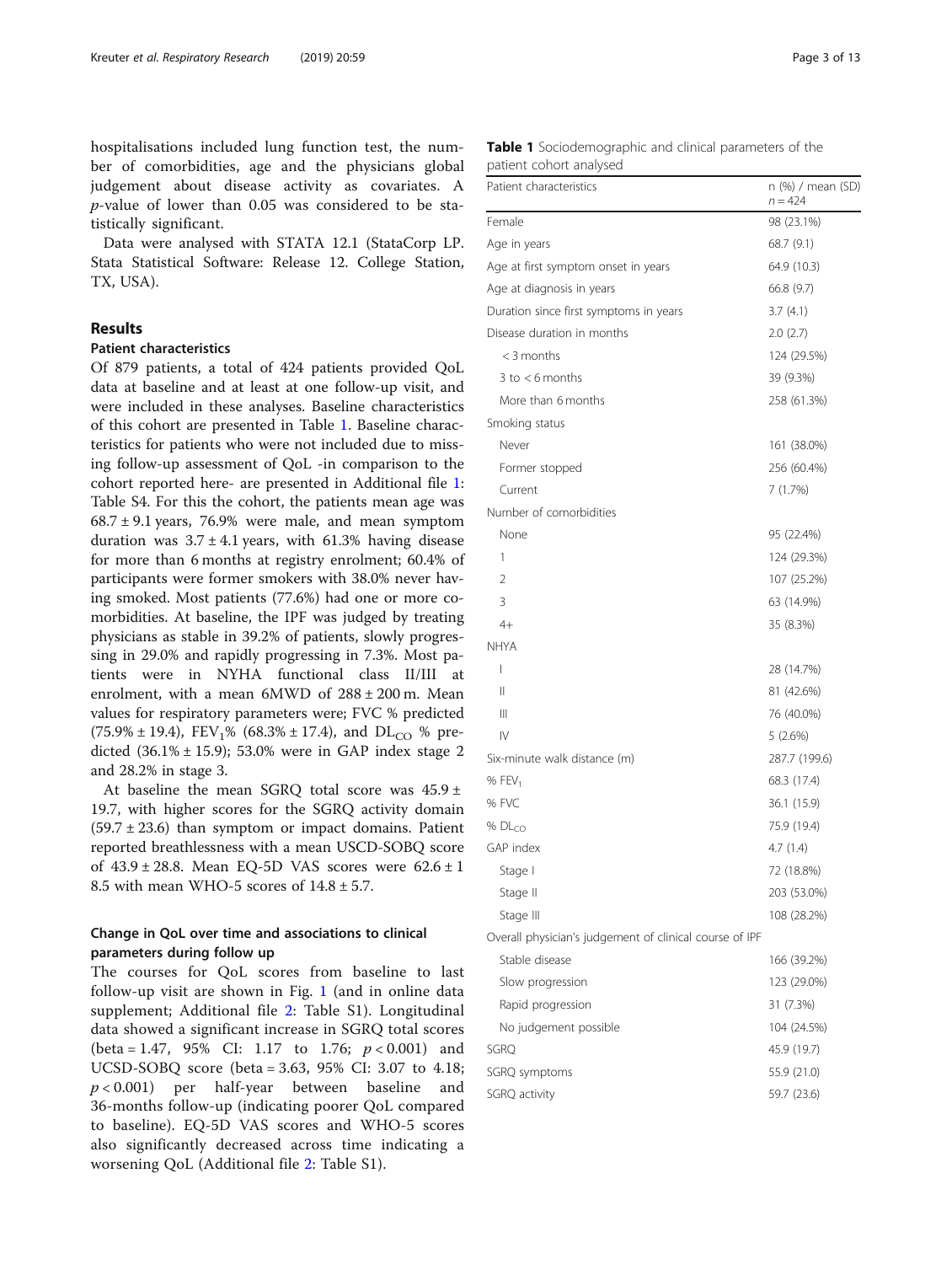hospitalisations included lung function test, the number of comorbidities, age and the physicians global judgement about disease activity as covariates. A $p$-value of lower than 0.05 was considered to be statistically significant.

Data were analysed with STATA 12.1 (StataCorp LP. Stata Statistical Software: Release 12. College Station, TX, USA).

## Results

### Patient characteristics

Of 879 patients, a total of 424 patients provided QoL data at baseline and at least at one follow-up visit, and were included in these analyses. Baseline characteristics of this cohort are presented in Table 1. Baseline characteristics for patients who were not included due to missing follow-up assessment of QoL -in comparison to the cohort reported here- are presented in Additional file 1: Table S4. For this the cohort, the patients mean age was 68.7 ± 9.1 years, 76.9% were male, and mean symptom duration was 3.7 ± 4.1 years, with 61.3% having disease for more than 6 months at registry enrolment; 60.4% of participants were former smokers with 38.0% never having smoked. Most patients (77.6%) had one or more comorbidities. At baseline, the IPF was judged by treating physicians as stable in 39.2% of patients, slowly progressing in 29.0% and rapidly progressing in 7.3%. Most patients were in NYHA functional class II/III at enrolment, with a mean 6MWD of 288 ± 200 m. Mean values for respiratory parameters were; FVC % predicted (75.9% ± 19.4), $FEV_1$% (68.3% ± 17.4), and $DL_{CO}$ % predicted (36.1% ± 15.9); 53.0% were in GAP index stage 2 and 28.2% in stage 3.

At baseline the mean SGRQ total score was 45.9 ± 19.7, with higher scores for the SGRQ activity domain (59.7 ± 23.6) than symptom or impact domains. Patient reported breathlessness with a mean USCD-SOBQ score of 43.9 ± 28.8. Mean EQ-5D VAS scores were 62.6 ± 1 8.5 with mean WHO-5 scores of 14.8 ± 5.7.

### Change in QoL over time and associations to clinical parameters during follow up

The courses for QoL scores from baseline to last follow-up visit are shown in Fig. 1 (and in online data supplement; Additional file 2: Table S1). Longitudinal data showed a significant increase in SGRQ total scores (beta = 1.47, 95% CI: 1.17 to 1.76; $p < 0.001$) and UCSD-SOBQ score (beta = 3.63, 95% CI: 3.07 to 4.18; $p < 0.001$) per half-year between baseline and 36-months follow-up (indicating poorer QoL compared to baseline). EQ-5D VAS scores and WHO-5 scores also significantly decreased across time indicating a worsening QoL (Additional file 2: Table S1).

**Table 1** Sociodemographic and clinical parameters of the patient cohort analysed

| Patient characteristics | n (%) / mean (SD) $n = 424$ |
|---|---|
| Female | 98 (23.1%) |
| Age in years | 68.7 (9.1) |
| Age at first symptom onset in years | 64.9 (10.3) |
| Age at diagnosis in years | 66.8 (9.7) |
| Duration since first symptoms in years | 3.7 (4.1) |
| Disease duration in months | 2.0 (2.7) |
| < 3 months | 124 (29.5%) |
| 3 to < 6 months | 39 (9.3%) |
| More than 6 months | 258 (61.3%) |
| Smoking status | |
| Never | 161 (38.0%) |
| Former stopped | 256 (60.4%) |
| Current | 7 (1.7%) |
| Number of comorbidities | |
| None | 95 (22.4%) |
| 1 | 124 (29.3%) |
| 2 | 107 (25.2%) |
| 3 | 63 (14.9%) |
| 4+ | 35 (8.3%) |
| NHYA | |
| I | 28 (14.7%) |
| II | 81 (42.6%) |
| III | 76 (40.0%) |
| IV | 5 (2.6%) |
| Six-minute walk distance (m) | 287.7 (199.6) |
| % $FEV_1$ | 68.3 (17.4) |
| % FVC | 36.1 (15.9) |
| % $DL_{CO}$ | 75.9 (19.4) |
| GAP index | 4.7 (1.4) |
| Stage I | 72 (18.8%) |
| Stage II | 203 (53.0%) |
| Stage III | 108 (28.2%) |
| Overall physician's judgement of clinical course of IPF | |
| Stable disease | 166 (39.2%) |
| Slow progression | 123 (29.0%) |
| Rapid progression | 31 (7.3%) |
| No judgement possible | 104 (24.5%) |
| SGRQ | 45.9 (19.7) |
| SGRQ symptoms | 55.9 (21.0) |
| SGRQ activity | 59.7 (23.6) |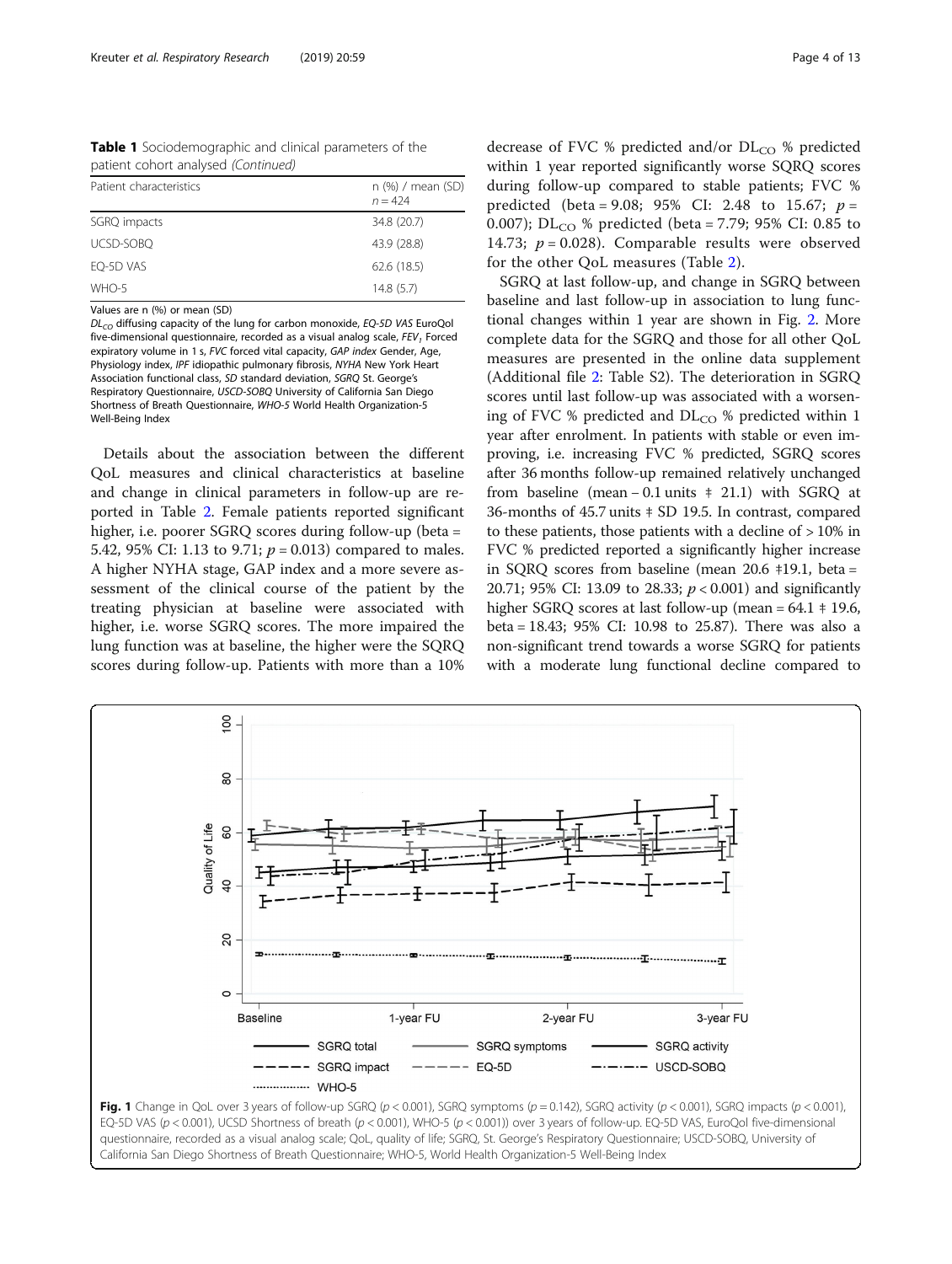**Table 1** Sociodemographic and clinical parameters of the patient cohort analysed *(Continued)*

| Patient characteristics | n (%) / mean (SD) $n = 424$ |
|---|---|
| SGRQ impacts | 34.8 (20.7) |
| UCSD-SOBQ | 43.9 (28.8) |
| EQ-5D VAS | 62.6 (18.5) |
| WHO-5 | 14.8 (5.7) |

Values are n (%) or mean (SD)

*$DL_{CO}$* diffusing capacity of the lung for carbon monoxide, *EQ-5D VAS* EuroQol five-dimensional questionnaire, recorded as a visual analog scale, *$FEV_1$* Forced expiratory volume in 1 s, *FVC* forced vital capacity, *GAP index* Gender, Age, Physiology index, *IPF* idiopathic pulmonary fibrosis, *NYHA* New York Heart Association functional class, *SD* standard deviation, *SGRQ* St. George's Respiratory Questionnaire, *USCD-SOBQ* University of California San Diego Shortness of Breath Questionnaire, *WHO-5* World Health Organization-5 Well-Being Index

Details about the association between the different QoL measures and clinical characteristics at baseline and change in clinical parameters in follow-up are reported in Table 2. Female patients reported significant higher, i.e. poorer SGRQ scores during follow-up (beta = 5.42, 95% CI: 1.13 to 9.71; $p = 0.013$) compared to males. A higher NYHA stage, GAP index and a more severe assessment of the clinical course of the patient by the treating physician at baseline were associated with higher, i.e. worse SGRQ scores. The more impaired the lung function was at baseline, the higher were the SQRQ scores during follow-up. Patients with more than a 10% decrease of FVC % predicted and/or $DL_{CO}$ % predicted within 1 year reported significantly worse SQRQ scores during follow-up compared to stable patients; FVC % predicted (beta = 9.08; 95% CI: 2.48 to 15.67; $p = 0.007$); $DL_{CO}$ % predicted (beta = 7.79; 95% CI: 0.85 to 14.73; $p = 0.028$). Comparable results were observed for the other QoL measures (Table 2).

SGRQ at last follow-up, and change in SGRQ between baseline and last follow-up in association to lung functional changes within 1 year are shown in Fig. 2. More complete data for the SGRQ and those for all other QoL measures are presented in the online data supplement (Additional file 2: Table S2). The deterioration in SGRQ scores until last follow-up was associated with a worsening of FVC % predicted and $DL_{CO}$ % predicted within 1 year after enrolment. In patients with stable or even improving, i.e. increasing FVC % predicted, SGRQ scores after 36 months follow-up remained relatively unchanged from baseline (mean − 0.1 units ‡ 21.1) with SGRQ at 36-months of 45.7 units ‡ SD 19.5. In contrast, compared to these patients, those patients with a decline of > 10% in FVC % predicted reported a significantly higher increase in SQRQ scores from baseline (mean 20.6 ‡19.1, beta = 20.71; 95% CI: 13.09 to 28.33; $p < 0.001$) and significantly higher SGRQ scores at last follow-up (mean = 64.1 ‡ 19.6, beta = 18.43; 95% CI: 10.98 to 25.87). There was also a non-significant trend towards a worse SGRQ for patients with a moderate lung functional decline compared to

**Fig. 1** Change in QoL over 3 years of follow-up SGRQ ($p < 0.001$), SGRQ symptoms ($p = 0.142$), SGRQ activity ($p < 0.001$), SGRQ impacts ($p < 0.001$), EQ-5D VAS ($p < 0.001$), UCSD Shortness of breath ($p < 0.001$), WHO-5 ($p < 0.001$)) over 3 years of follow-up. EQ-5D VAS, EuroQol five-dimensional questionnaire, recorded as a visual analog scale; QoL, quality of life; SGRQ, St. George's Respiratory Questionnaire; USCD-SOBQ, University of California San Diego Shortness of Breath Questionnaire; WHO-5, World Health Organization-5 Well-Being Index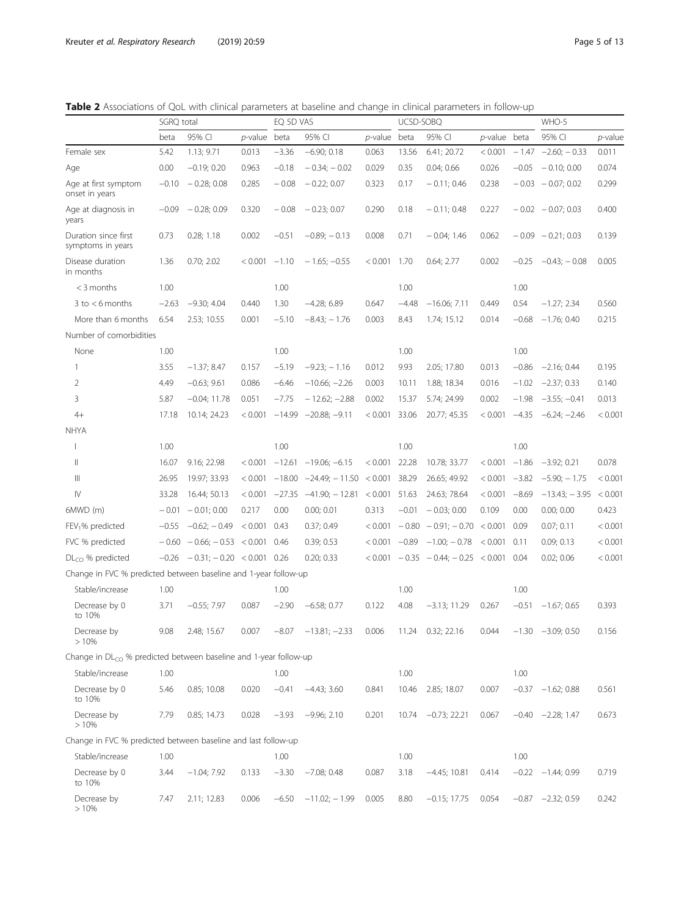**Table 2** Associations of QoL with clinical parameters at baseline and change in clinical parameters in follow-up

| | SGRQ total | | | EQ 5D VAS | | | UCSD-SOBQ | | | WHO-5 | | |
|---|---|---|---|---|---|---|---|---|---|---|---|---|
| | beta | 95% CI | *p*-value | beta | 95% CI | *p*-value | beta | 95% CI | *p*-value | beta | 95% CI | *p*-value |
| Female sex | 5.42 | 1.13; 9.71 | 0.013 | −3.36 | −6.90; 0.18 | 0.063 | 13.56 | 6.41; 20.72 | < 0.001 | − 1.47 | −2.60; − 0.33 | 0.011 |
| Age | 0.00 | −0.19; 0.20 | 0.963 | −0.18 | − 0.34; − 0.02 | 0.029 | 0.35 | 0.04; 0.66 | 0.026 | −0.05 | − 0.10; 0.00 | 0.074 |
| Age at first symptom onset in years | −0.10 | − 0.28; 0.08 | 0.285 | − 0.08 | − 0.22; 0.07 | 0.323 | 0.17 | − 0.11; 0.46 | 0.238 | − 0.03 | − 0.07; 0.02 | 0.299 |
| Age at diagnosis in years | −0.09 | − 0.28; 0.09 | 0.320 | − 0.08 | − 0.23; 0.07 | 0.290 | 0.18 | − 0.11; 0.48 | 0.227 | − 0.02 | − 0.07; 0.03 | 0.400 |
| Duration since first symptoms in years | 0.73 | 0.28; 1.18 | 0.002 | −0.51 | −0.89; − 0.13 | 0.008 | 0.71 | − 0.04; 1.46 | 0.062 | − 0.09 | − 0.21; 0.03 | 0.139 |
| Disease duration in months | 1.36 | 0.70; 2.02 | < 0.001 | −1.10 | − 1.65; −0.55 | < 0.001 | 1.70 | 0.64; 2.77 | 0.002 | −0.25 | −0.43; − 0.08 | 0.005 |
| < 3 months | 1.00 | | | 1.00 | | | 1.00 | | | 1.00 | | |
| 3 to < 6 months | −2.63 | −9.30; 4.04 | 0.440 | 1.30 | −4.28; 6.89 | 0.647 | −4.48 | −16.06; 7.11 | 0.449 | 0.54 | −1.27; 2.34 | 0.560 |
| More than 6 months | 6.54 | 2.53; 10.55 | 0.001 | −5.10 | −8.43; − 1.76 | 0.003 | 8.43 | 1.74; 15.12 | 0.014 | −0.68 | −1.76; 0.40 | 0.215 |
| Number of comorbidities | | | | | | | | | | | | |
| None | 1.00 | | | 1.00 | | | 1.00 | | | 1.00 | | |
| 1 | 3.55 | −1.37; 8.47 | 0.157 | −5.19 | −9.23; − 1.16 | 0.012 | 9.93 | 2.05; 17.80 | 0.013 | −0.86 | −2.16; 0.44 | 0.195 |
| 2 | 4.49 | −0.63; 9.61 | 0.086 | −6.46 | −10.66; −2.26 | 0.003 | 10.11 | 1.88; 18.34 | 0.016 | −1.02 | −2.37; 0.33 | 0.140 |
| 3 | 5.87 | −0.04; 11.78 | 0.051 | −7.75 | − 12.62; −2.88 | 0.002 | 15.37 | 5.74; 24.99 | 0.002 | −1.98 | −3.55; −0.41 | 0.013 |
| 4+ | 17.18 | 10.14; 24.23 | < 0.001 | −14.99 | −20.88; −9.11 | < 0.001 | 33.06 | 20.77; 45.35 | < 0.001 | −4.35 | −6.24; −2.46 | < 0.001 |
| NHYA | | | | | | | | | | | | |
| I | 1.00 | | | 1.00 | | | 1.00 | | | 1.00 | | |
| II | 16.07 | 9.16; 22.98 | < 0.001 | −12.61 | −19.06; −6.15 | < 0.001 | 22.28 | 10.78; 33.77 | < 0.001 | −1.86 | −3.92; 0.21 | 0.078 |
| III | 26.95 | 19.97; 33.93 | < 0.001 | −18.00 | −24.49; − 11.50 | < 0.001 | 38.29 | 26.65; 49.92 | < 0.001 | −3.82 | −5.90; − 1.75 | < 0.001 |
| IV | 33.28 | 16.44; 50.13 | < 0.001 | −27.35 | −41.90; − 12.81 | < 0.001 | 51.63 | 24.63; 78.64 | < 0.001 | −8.69 | −13.43; − 3.95 | < 0.001 |
| 6MWD (m) | − 0.01 | − 0.01; 0.00 | 0.217 | 0.00 | 0.00; 0.01 | 0.313 | −0.01 | − 0.03; 0.00 | 0.109 | 0.00 | 0.00; 0.00 | 0.423 |
| $FEV_1$% predicted | −0.55 | −0.62; − 0.49 | < 0.001 | 0.43 | 0.37; 0.49 | < 0.001 | − 0.80 | − 0.91; − 0.70 | < 0.001 | 0.09 | 0.07; 0.11 | < 0.001 |
| FVC % predicted | − 0.60 | − 0.66; − 0.53 | < 0.001 | 0.46 | 0.39; 0.53 | < 0.001 | −0.89 | −1.00; − 0.78 | < 0.001 | 0.11 | 0.09; 0.13 | < 0.001 |
| $DL_{CO}$ % predicted | −0.26 | − 0.31; − 0.20 | < 0.001 | 0.26 | 0.20; 0.33 | < 0.001 | − 0.35 | − 0.44; − 0.25 | < 0.001 | 0.04 | 0.02; 0.06 | < 0.001 |
| Change in FVC % predicted between baseline and 1-year follow-up | | | | | | | | | | | | |
| Stable/increase | 1.00 | | | 1.00 | | | 1.00 | | | 1.00 | | |
| Decrease by 0 to 10% | 3.71 | −0.55; 7.97 | 0.087 | −2.90 | −6.58; 0.77 | 0.122 | 4.08 | −3.13; 11.29 | 0.267 | −0.51 | −1.67; 0.65 | 0.393 |
| Decrease by > 10% | 9.08 | 2.48; 15.67 | 0.007 | −8.07 | −13.81; −2.33 | 0.006 | 11.24 | 0.32; 22.16 | 0.044 | −1.30 | −3.09; 0.50 | 0.156 |
| Change in $DL_{CO}$ % predicted between baseline and 1-year follow-up | | | | | | | | | | | | |
| Stable/increase | 1.00 | | | 1.00 | | | 1.00 | | | 1.00 | | |
| Decrease by 0 to 10% | 5.46 | 0.85; 10.08 | 0.020 | −0.41 | −4.43; 3.60 | 0.841 | 10.46 | 2.85; 18.07 | 0.007 | −0.37 | −1.62; 0.88 | 0.561 |
| Decrease by > 10% | 7.79 | 0.85; 14.73 | 0.028 | −3.93 | −9.96; 2.10 | 0.201 | 10.74 | −0.73; 22.21 | 0.067 | −0.40 | −2.28; 1.47 | 0.673 |
| Change in FVC % predicted between baseline and last follow-up | | | | | | | | | | | | |
| Stable/increase | 1.00 | | | 1.00 | | | 1.00 | | | 1.00 | | |
| Decrease by 0 to 10% | 3.44 | −1.04; 7.92 | 0.133 | −3.30 | −7.08; 0.48 | 0.087 | 3.18 | −4.45; 10.81 | 0.414 | −0.22 | −1.44; 0.99 | 0.719 |
| Decrease by > 10% | 7.47 | 2.11; 12.83 | 0.006 | −6.50 | −11.02; − 1.99 | 0.005 | 8.80 | −0.15; 17.75 | 0.054 | −0.87 | −2.32; 0.59 | 0.242 |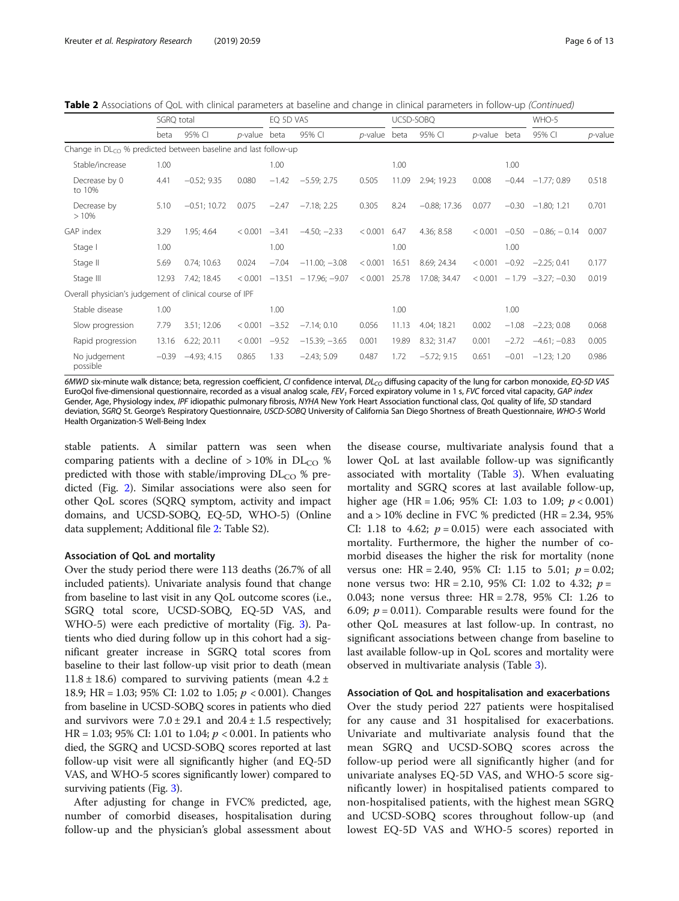**Table 2** Associations of QoL with clinical parameters at baseline and change in clinical parameters in follow-up *(Continued)*

| | SGRQ total | | | EQ 5D VAS | | | UCSD-SOBQ | | | WHO-5 | | |
|---|---|---|---|---|---|---|---|---|---|---|---|---|
| | beta | 95% CI | *p*-value | beta | 95% CI | *p*-value | beta | 95% CI | *p*-value | beta | 95% CI | *p*-value |
| Change in $DL_{CO}$ % predicted between baseline and last follow-up | | | | | | | | | | | | |
| Stable/increase | 1.00 | | | 1.00 | | | 1.00 | | | 1.00 | | |
| Decrease by 0 to 10% | 4.41 | −0.52; 9.35 | 0.080 | −1.42 | −5.59; 2.75 | 0.505 | 11.09 | 2.94; 19.23 | 0.008 | −0.44 | −1.77; 0.89 | 0.518 |
| Decrease by > 10% | 5.10 | −0.51; 10.72 | 0.075 | −2.47 | −7.18; 2.25 | 0.305 | 8.24 | −0.88; 17.36 | 0.077 | −0.30 | −1.80; 1.21 | 0.701 |
| GAP index | 3.29 | 1.95; 4.64 | < 0.001 | −3.41 | −4.50; −2.33 | < 0.001 | 6.47 | 4.36; 8.58 | < 0.001 | −0.50 | − 0.86; − 0.14 | 0.007 |
| Stage I | 1.00 | | | 1.00 | | | 1.00 | | | 1.00 | | |
| Stage II | 5.69 | 0.74; 10.63 | 0.024 | −7.04 | −11.00; −3.08 | < 0.001 | 16.51 | 8.69; 24.34 | < 0.001 | −0.92 | −2.25; 0.41 | 0.177 |
| Stage III | 12.93 | 7.42; 18.45 | < 0.001 | −13.51 | − 17.96; −9.07 | < 0.001 | 25.78 | 17.08; 34.47 | < 0.001 | − 1.79 | −3.27; −0.30 | 0.019 |
| Overall physician's judgement of clinical course of IPF | | | | | | | | | | | | |
| Stable disease | 1.00 | | | 1.00 | | | 1.00 | | | 1.00 | | |
| Slow progression | 7.79 | 3.51; 12.06 | < 0.001 | −3.52 | −7.14; 0.10 | 0.056 | 11.13 | 4.04; 18.21 | 0.002 | −1.08 | −2.23; 0.08 | 0.068 |
| Rapid progression | 13.16 | 6.22; 20.11 | < 0.001 | −9.52 | −15.39; −3.65 | 0.001 | 19.89 | 8.32; 31.47 | 0.001 | −2.72 | −4.61; −0.83 | 0.005 |
| No judgement possible | −0.39 | −4.93; 4.15 | 0.865 | 1.33 | −2.43; 5.09 | 0.487 | 1.72 | −5.72; 9.15 | 0.651 | −0.01 | −1.23; 1.20 | 0.986 |

*6MWD* six-minute walk distance; beta, regression coefficient, *CI* confidence interval, $DL_{CO}$ diffusing capacity of the lung for carbon monoxide, *EQ-5D VAS* EuroQol five-dimensional questionnaire, recorded as a visual analog scale, $FEV_1$ Forced expiratory volume in 1 s, *FVC* forced vital capacity, *GAP index* Gender, Age, Physiology index, *IPF* idiopathic pulmonary fibrosis, *NYHA* New York Heart Association functional class, *QoL* quality of life, *SD* standard deviation, *SGRQ* St. George's Respiratory Questionnaire, *USCD-SOBQ* University of California San Diego Shortness of Breath Questionnaire, *WHO-5* World Health Organization-5 Well-Being Index

stable patients. A similar pattern was seen when comparing patients with a decline of > 10% in $DL_{CO}$ % predicted with those with stable/improving $DL_{CO}$ % predicted (Fig. 2). Similar associations were also seen for other QoL scores (SQRQ symptom, activity and impact domains, and UCSD-SOBQ, EQ-5D, WHO-5) (Online data supplement; Additional file 2: Table S2).

### Association of QoL and mortality

Over the study period there were 113 deaths (26.7% of all included patients). Univariate analysis found that change from baseline to last visit in any QoL outcome scores (i.e., SGRQ total score, UCSD-SOBQ, EQ-5D VAS, and WHO-5) were each predictive of mortality (Fig. 3). Patients who died during follow up in this cohort had a significant greater increase in SGRQ total scores from baseline to their last follow-up visit prior to death (mean 11.8 ± 18.6) compared to surviving patients (mean 4.2 ± 18.9; HR = 1.03; 95% CI: 1.02 to 1.05; $p < 0.001$). Changes from baseline in UCSD-SOBQ scores in patients who died and survivors were 7.0 ± 29.1 and 20.4 ± 1.5 respectively; HR = 1.03; 95% CI: 1.01 to 1.04; $p < 0.001$. In patients who died, the SGRQ and UCSD-SOBQ scores reported at last follow-up visit were all significantly higher (and EQ-5D VAS, and WHO-5 scores significantly lower) compared to surviving patients (Fig. 3).

After adjusting for change in FVC% predicted, age, number of comorbid diseases, hospitalisation during follow-up and the physician's global assessment about the disease course, multivariate analysis found that a lower QoL at last available follow-up was significantly associated with mortality (Table 3). When evaluating mortality and SGRQ scores at last available follow-up, higher age (HR = 1.06; 95% CI: 1.03 to 1.09; $p < 0.001$) and a > 10% decline in FVC % predicted (HR = 2.34, 95% CI: 1.18 to 4.62; $p = 0.015$) were each associated with mortality. Furthermore, the higher the number of comorbid diseases the higher the risk for mortality (none versus one: HR = 2.40, 95% CI: 1.15 to 5.01; $p = 0.02$; none versus two: HR = 2.10, 95% CI: 1.02 to 4.32; $p = 0.043$; none versus three: HR = 2.78, 95% CI: 1.26 to 6.09; $p = 0.011$). Comparable results were found for the other QoL measures at last follow-up. In contrast, no significant associations between change from baseline to last available follow-up in QoL scores and mortality were observed in multivariate analysis (Table 3).

### Association of QoL and hospitalisation and exacerbations

Over the study period 227 patients were hospitalised for any cause and 31 hospitalised for exacerbations. Univariate and multivariate analysis found that the mean SGRQ and UCSD-SOBQ scores across the follow-up period were all significantly higher (and for univariate analyses EQ-5D VAS, and WHO-5 score significantly lower) in hospitalised patients compared to non-hospitalised patients, with the highest mean SGRQ and UCSD-SOBQ scores throughout follow-up (and lowest EQ-5D VAS and WHO-5 scores) reported in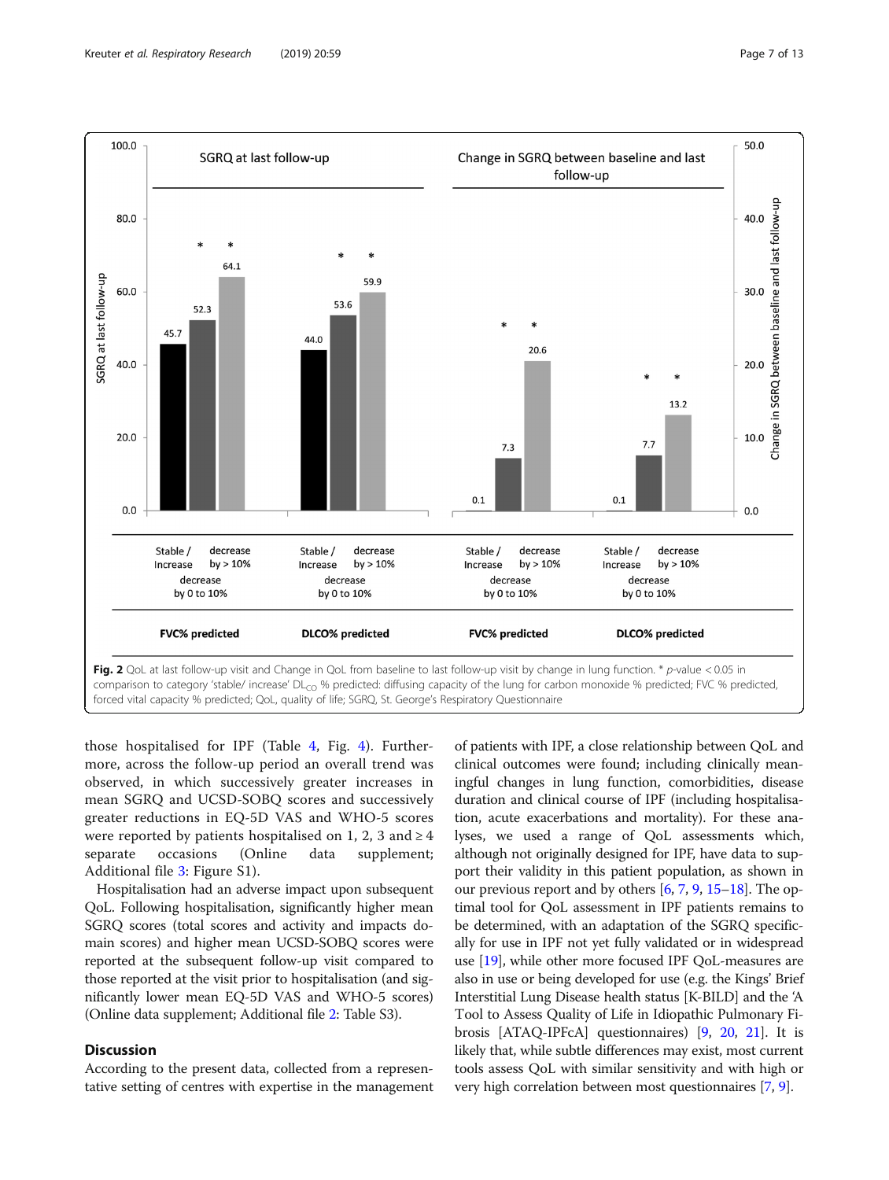**Fig. 2** QoL at last follow-up visit and Change in QoL from baseline to last follow-up visit by change in lung function. * *p*-value < 0.05 in comparison to category 'stable/ increase' $DL_{CO}$ % predicted: diffusing capacity of the lung for carbon monoxide % predicted; FVC % predicted, forced vital capacity % predicted; QoL, quality of life; SGRQ, St. George's Respiratory Questionnaire

those hospitalised for IPF (Table 4, Fig. 4). Furthermore, across the follow-up period an overall trend was observed, in which successively greater increases in mean SGRQ and UCSD-SOBQ scores and successively greater reductions in EQ-5D VAS and WHO-5 scores were reported by patients hospitalised on 1, 2, 3 and ≥ 4 separate occasions (Online data supplement; Additional file 3: Figure S1).

Hospitalisation had an adverse impact upon subsequent QoL. Following hospitalisation, significantly higher mean SGRQ scores (total scores and activity and impacts domain scores) and higher mean UCSD-SOBQ scores were reported at the subsequent follow-up visit compared to those reported at the visit prior to hospitalisation (and significantly lower mean EQ-5D VAS and WHO-5 scores) (Online data supplement; Additional file 2: Table S3).

## Discussion

According to the present data, collected from a representative setting of centres with expertise in the management of patients with IPF, a close relationship between QoL and clinical outcomes were found; including clinically meaningful changes in lung function, comorbidities, disease duration and clinical course of IPF (including hospitalisation, acute exacerbations and mortality). For these analyses, we used a range of QoL assessments which, although not originally designed for IPF, have data to support their validity in this patient population, as shown in our previous report and by others [6, 7, 9, 15–18]. The optimal tool for QoL assessment in IPF patients remains to be determined, with an adaptation of the SGRQ specifically for use in IPF not yet fully validated or in widespread use [19], while other more focused IPF QoL-measures are also in use or being developed for use (e.g. the Kings' Brief Interstitial Lung Disease health status [K-BILD] and the 'A Tool to Assess Quality of Life in Idiopathic Pulmonary Fibrosis [ATAQ-IPFcA] questionnaires) [9, 20, 21]. It is likely that, while subtle differences may exist, most current tools assess QoL with similar sensitivity and with high or very high correlation between most questionnaires [7, 9].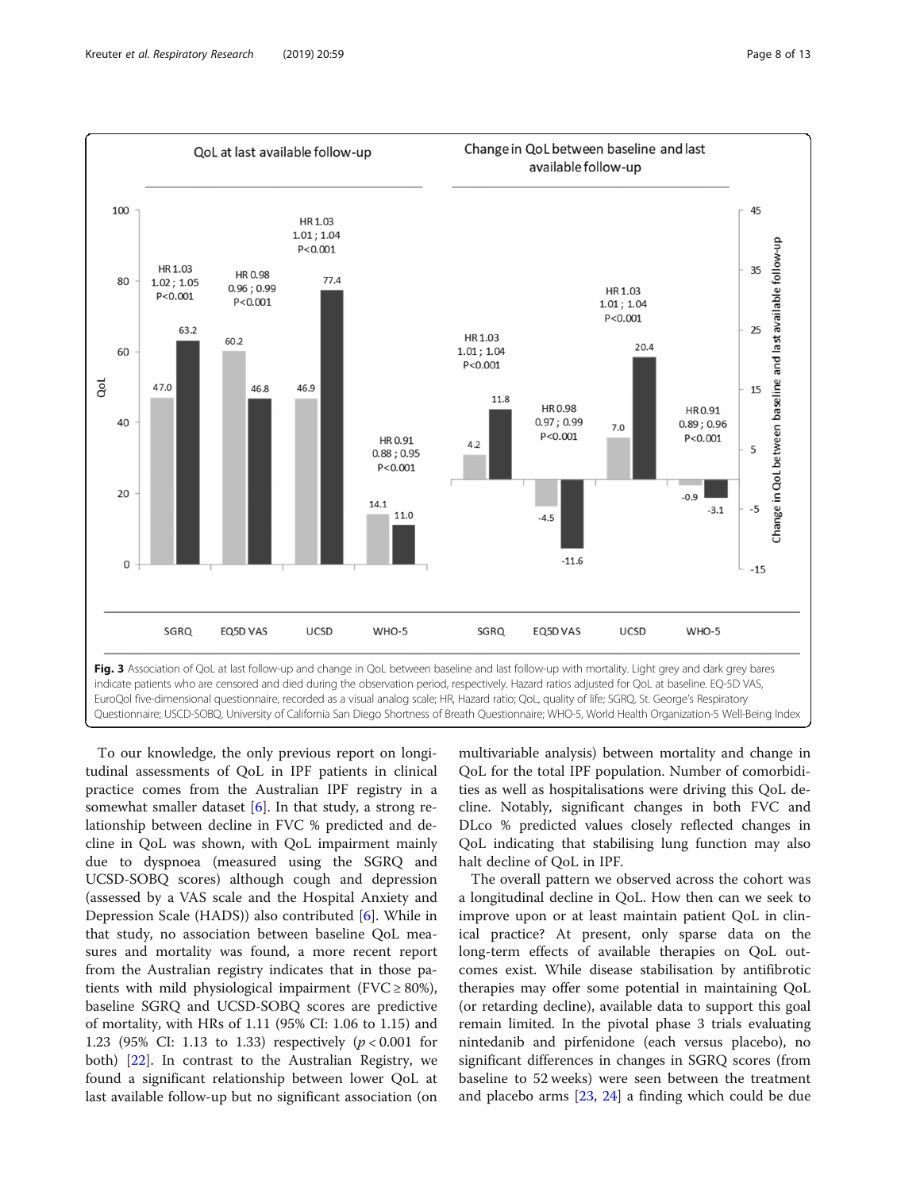Fig. 3 Association of QoL at last follow-up and change in QoL between baseline and last follow-up with mortality. Light grey and dark grey bares indicate patients who are censored and died during the observation period, respectively. Hazard ratios adjusted for QoL at baseline. EQ-5D VAS, EuroQol five-dimensional questionnaire, recorded as a visual analog scale; HR, Hazard ratio; QoL, quality of life; SGRQ, St. George's Respiratory Questionnaire; USCD-SOBQ, University of California San Diego Shortness of Breath Questionnaire; WHO-5, World Health Organization-5 Well-Being Index

To our knowledge, the only previous report on longitudinal assessments of QoL in IPF patients in clinical practice comes from the Australian IPF registry in a somewhat smaller dataset [6]. In that study, a strong relationship between decline in FVC % predicted and decline in QoL was shown, with QoL impairment mainly due to dyspnoea (measured using the SGRQ and UCSD-SOBQ scores) although cough and depression (assessed by a VAS scale and the Hospital Anxiety and Depression Scale (HADS)) also contributed [6]. While in that study, no association between baseline QoL measures and mortality was found, a more recent report from the Australian registry indicates that in those patients with mild physiological impairment (FVC ≥ 80%), baseline SGRQ and UCSD-SOBQ scores are predictive of mortality, with HRs of 1.11 (95% CI: 1.06 to 1.15) and 1.23 (95% CI: 1.13 to 1.33) respectively ($p < 0.001$ for both) [22]. In contrast to the Australian Registry, we found a significant relationship between lower QoL at last available follow-up but no significant association (on multivariable analysis) between mortality and change in QoL for the total IPF population. Number of comorbidities as well as hospitalisations were driving this QoL decline. Notably, significant changes in both FVC and DLco % predicted values closely reflected changes in QoL indicating that stabilising lung function may also halt decline of QoL in IPF.

The overall pattern we observed across the cohort was a longitudinal decline in QoL. How then can we seek to improve upon or at least maintain patient QoL in clinical practice? At present, only sparse data on the long-term effects of available therapies on QoL outcomes exist. While disease stabilisation by antifibrotic therapies may offer some potential in maintaining QoL (or retarding decline), available data to support this goal remain limited. In the pivotal phase 3 trials evaluating nintedanib and pirfenidone (each versus placebo), no significant differences in changes in SGRQ scores (from baseline to 52 weeks) were seen between the treatment and placebo arms [23, 24] a finding which could be due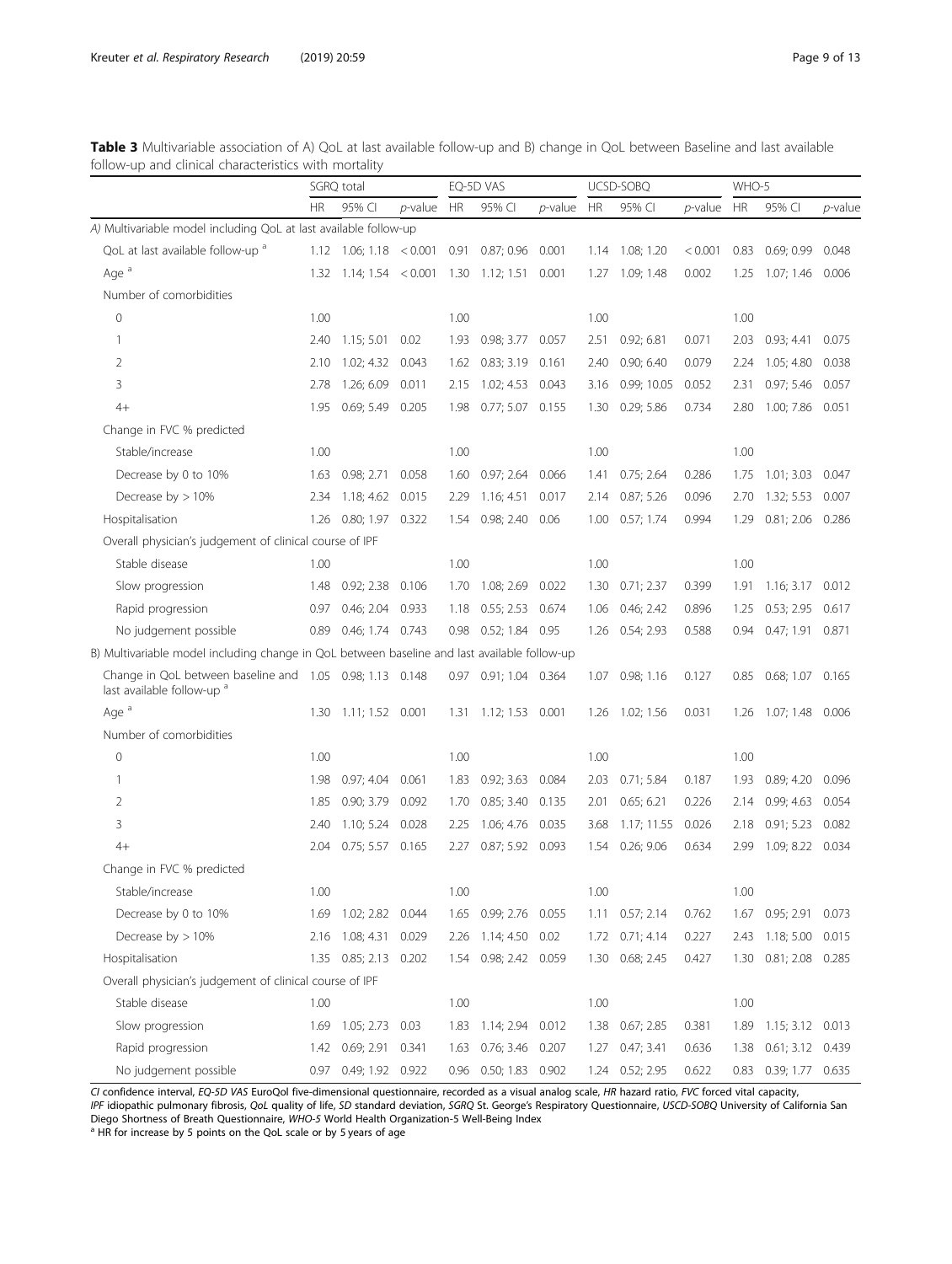**Table 3** Multivariable association of A) QoL at last available follow-up and B) change in QoL between Baseline and last available follow-up and clinical characteristics with mortality

| | SGRQ total | | | EQ-5D VAS | | | UCSD-SOBQ | | | WHO-5 | | |
|---|---|---|---|---|---|---|---|---|---|---|---|---|
| | HR | 95% CI | *p*-value | HR | 95% CI | *p*-value | HR | 95% CI | *p*-value | HR | 95% CI | *p*-value |
| *A) Multivariable model including QoL at last available follow-up* | | | | | | | | | | | | |
| QoL at last available follow-up [a] | 1.12 | 1.06; 1.18 | < 0.001 | 0.91 | 0.87; 0.96 | 0.001 | 1.14 | 1.08; 1.20 | < 0.001 | 0.83 | 0.69; 0.99 | 0.048 |
| Age [a] | 1.32 | 1.14; 1.54 | < 0.001 | 1.30 | 1.12; 1.51 | 0.001 | 1.27 | 1.09; 1.48 | 0.002 | 1.25 | 1.07; 1.46 | 0.006 |
| Number of comorbidities | | | | | | | | | | | | |
| 0 | 1.00 | | | 1.00 | | | 1.00 | | | 1.00 | | |
| 1 | 2.40 | 1.15; 5.01 | 0.02 | 1.93 | 0.98; 3.77 | 0.057 | 2.51 | 0.92; 6.81 | 0.071 | 2.03 | 0.93; 4.41 | 0.075 |
| 2 | 2.10 | 1.02; 4.32 | 0.043 | 1.62 | 0.83; 3.19 | 0.161 | 2.40 | 0.90; 6.40 | 0.079 | 2.24 | 1.05; 4.80 | 0.038 |
| 3 | 2.78 | 1.26; 6.09 | 0.011 | 2.15 | 1.02; 4.53 | 0.043 | 3.16 | 0.99; 10.05 | 0.052 | 2.31 | 0.97; 5.46 | 0.057 |
| 4+ | 1.95 | 0.69; 5.49 | 0.205 | 1.98 | 0.77; 5.07 | 0.155 | 1.30 | 0.29; 5.86 | 0.734 | 2.80 | 1.00; 7.86 | 0.051 |
| Change in FVC % predicted | | | | | | | | | | | | |
| Stable/increase | 1.00 | | | 1.00 | | | 1.00 | | | 1.00 | | |
| Decrease by 0 to 10% | 1.63 | 0.98; 2.71 | 0.058 | 1.60 | 0.97; 2.64 | 0.066 | 1.41 | 0.75; 2.64 | 0.286 | 1.75 | 1.01; 3.03 | 0.047 |
| Decrease by > 10% | 2.34 | 1.18; 4.62 | 0.015 | 2.29 | 1.16; 4.51 | 0.017 | 2.14 | 0.87; 5.26 | 0.096 | 2.70 | 1.32; 5.53 | 0.007 |
| Hospitalisation | 1.26 | 0.80; 1.97 | 0.322 | 1.54 | 0.98; 2.40 | 0.06 | 1.00 | 0.57; 1.74 | 0.994 | 1.29 | 0.81; 2.06 | 0.286 |
| Overall physician's judgement of clinical course of IPF | | | | | | | | | | | | |
| Stable disease | 1.00 | | | 1.00 | | | 1.00 | | | 1.00 | | |
| Slow progression | 1.48 | 0.92; 2.38 | 0.106 | 1.70 | 1.08; 2.69 | 0.022 | 1.30 | 0.71; 2.37 | 0.399 | 1.91 | 1.16; 3.17 | 0.012 |
| Rapid progression | 0.97 | 0.46; 2.04 | 0.933 | 1.18 | 0.55; 2.53 | 0.674 | 1.06 | 0.46; 2.42 | 0.896 | 1.25 | 0.53; 2.95 | 0.617 |
| No judgement possible | 0.89 | 0.46; 1.74 | 0.743 | 0.98 | 0.52; 1.84 | 0.95 | 1.26 | 0.54; 2.93 | 0.588 | 0.94 | 0.47; 1.91 | 0.871 |
| *B) Multivariable model including change in QoL between baseline and last available follow-up* | | | | | | | | | | | | |
| Change in QoL between baseline and last available follow-up [a] | 1.05 | 0.98; 1.13 | 0.148 | 0.97 | 0.91; 1.04 | 0.364 | 1.07 | 0.98; 1.16 | 0.127 | 0.85 | 0.68; 1.07 | 0.165 |
| Age [a] | 1.30 | 1.11; 1.52 | 0.001 | 1.31 | 1.12; 1.53 | 0.001 | 1.26 | 1.02; 1.56 | 0.031 | 1.26 | 1.07; 1.48 | 0.006 |
| Number of comorbidities | | | | | | | | | | | | |
| 0 | 1.00 | | | 1.00 | | | 1.00 | | | 1.00 | | |
| 1 | 1.98 | 0.97; 4.04 | 0.061 | 1.83 | 0.92; 3.63 | 0.084 | 2.03 | 0.71; 5.84 | 0.187 | 1.93 | 0.89; 4.20 | 0.096 |
| 2 | 1.85 | 0.90; 3.79 | 0.092 | 1.70 | 0.85; 3.40 | 0.135 | 2.01 | 0.65; 6.21 | 0.226 | 2.14 | 0.99; 4.63 | 0.054 |
| 3 | 2.40 | 1.10; 5.24 | 0.028 | 2.25 | 1.06; 4.76 | 0.035 | 3.68 | 1.17; 11.55 | 0.026 | 2.18 | 0.91; 5.23 | 0.082 |
| 4+ | 2.04 | 0.75; 5.57 | 0.165 | 2.27 | 0.87; 5.92 | 0.093 | 1.54 | 0.26; 9.06 | 0.634 | 2.99 | 1.09; 8.22 | 0.034 |
| Change in FVC % predicted | | | | | | | | | | | | |
| Stable/increase | 1.00 | | | 1.00 | | | 1.00 | | | 1.00 | | |
| Decrease by 0 to 10% | 1.69 | 1.02; 2.82 | 0.044 | 1.65 | 0.99; 2.76 | 0.055 | 1.11 | 0.57; 2.14 | 0.762 | 1.67 | 0.95; 2.91 | 0.073 |
| Decrease by > 10% | 2.16 | 1.08; 4.31 | 0.029 | 2.26 | 1.14; 4.50 | 0.02 | 1.72 | 0.71; 4.14 | 0.227 | 2.43 | 1.18; 5.00 | 0.015 |
| Hospitalisation | 1.35 | 0.85; 2.13 | 0.202 | 1.54 | 0.98; 2.42 | 0.059 | 1.30 | 0.68; 2.45 | 0.427 | 1.30 | 0.81; 2.08 | 0.285 |
| Overall physician's judgement of clinical course of IPF | | | | | | | | | | | | |
| Stable disease | 1.00 | | | 1.00 | | | 1.00 | | | 1.00 | | |
| Slow progression | 1.69 | 1.05; 2.73 | 0.03 | 1.83 | 1.14; 2.94 | 0.012 | 1.38 | 0.67; 2.85 | 0.381 | 1.89 | 1.15; 3.12 | 0.013 |
| Rapid progression | 1.42 | 0.69; 2.91 | 0.341 | 1.63 | 0.76; 3.46 | 0.207 | 1.27 | 0.47; 3.41 | 0.636 | 1.38 | 0.61; 3.12 | 0.439 |
| No judgement possible | 0.97 | 0.49; 1.92 | 0.922 | 0.96 | 0.50; 1.83 | 0.902 | 1.24 | 0.52; 2.95 | 0.622 | 0.83 | 0.39; 1.77 | 0.635 |

*CI* confidence interval, *EQ-5D VAS* EuroQol five-dimensional questionnaire, recorded as a visual analog scale, *HR* hazard ratio, *FVC* forced vital capacity, *IPF* idiopathic pulmonary fibrosis, *QoL* quality of life, *SD* standard deviation, *SGRQ* St. George's Respiratory Questionnaire, *USCD-SOBQ* University of California San Diego Shortness of Breath Questionnaire, *WHO-5* World Health Organization-5 Well-Being Index

[a] HR for increase by 5 points on the QoL scale or by 5 years of age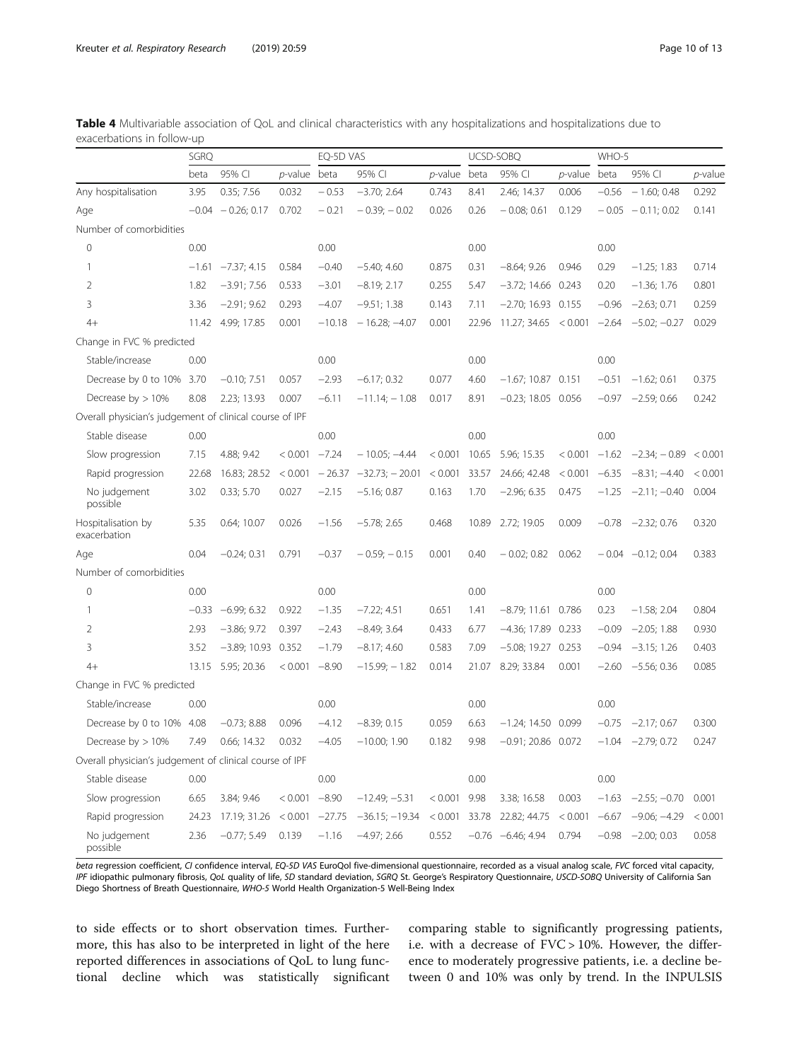**Table 4** Multivariable association of QoL and clinical characteristics with any hospitalizations and hospitalizations due to exacerbations in follow-up

| | SGRQ | | | EQ-5D VAS | | | UCSD-SOBQ | | | WHO-5 | | |
|---|---|---|---|---|---|---|---|---|---|---|---|---|
| | beta | 95% CI | *p*-value | beta | 95% CI | *p*-value | beta | 95% CI | *p*-value | beta | 95% CI | *p*-value |
| Any hospitalisation | 3.95 | 0.35; 7.56 | 0.032 | − 0.53 | −3.70; 2.64 | 0.743 | 8.41 | 2.46; 14.37 | 0.006 | −0.56 | − 1.60; 0.48 | 0.292 |
| Age | −0.04 | − 0.26; 0.17 | 0.702 | − 0.21 | − 0.39; − 0.02 | 0.026 | 0.26 | − 0.08; 0.61 | 0.129 | − 0.05 | − 0.11; 0.02 | 0.141 |
| Number of comorbidities | | | | | | | | | | | | |
| 0 | 0.00 | | | 0.00 | | | 0.00 | | | 0.00 | | |
| 1 | −1.61 | −7.37; 4.15 | 0.584 | −0.40 | −5.40; 4.60 | 0.875 | 0.31 | −8.64; 9.26 | 0.946 | 0.29 | −1.25; 1.83 | 0.714 |
| 2 | 1.82 | −3.91; 7.56 | 0.533 | −3.01 | −8.19; 2.17 | 0.255 | 5.47 | −3.72; 14.66 | 0.243 | 0.20 | −1.36; 1.76 | 0.801 |
| 3 | 3.36 | −2.91; 9.62 | 0.293 | −4.07 | −9.51; 1.38 | 0.143 | 7.11 | −2.70; 16.93 | 0.155 | −0.96 | −2.63; 0.71 | 0.259 |
| 4+ | 11.42 | 4.99; 17.85 | 0.001 | −10.18 | − 16.28; −4.07 | 0.001 | 22.96 | 11.27; 34.65 | < 0.001 | −2.64 | −5.02; −0.27 | 0.029 |
| Change in FVC % predicted | | | | | | | | | | | | |
| Stable/increase | 0.00 | | | 0.00 | | | 0.00 | | | 0.00 | | |
| Decrease by 0 to 10% | 3.70 | −0.10; 7.51 | 0.057 | −2.93 | −6.17; 0.32 | 0.077 | 4.60 | −1.67; 10.87 | 0.151 | −0.51 | −1.62; 0.61 | 0.375 |
| Decrease by > 10% | 8.08 | 2.23; 13.93 | 0.007 | −6.11 | −11.14; − 1.08 | 0.017 | 8.91 | −0.23; 18.05 | 0.056 | −0.97 | −2.59; 0.66 | 0.242 |
| Overall physician's judgement of clinical course of IPF | | | | | | | | | | | | |
| Stable disease | 0.00 | | | 0.00 | | | 0.00 | | | 0.00 | | |
| Slow progression | 7.15 | 4.88; 9.42 | < 0.001 | −7.24 | − 10.05; −4.44 | < 0.001 | 10.65 | 5.96; 15.35 | < 0.001 | −1.62 | −2.34; − 0.89 | < 0.001 |
| Rapid progression | 22.68 | 16.83; 28.52 | < 0.001 | − 26.37 | −32.73; − 20.01 | < 0.001 | 33.57 | 24.66; 42.48 | < 0.001 | −6.35 | −8.31; −4.40 | < 0.001 |
| No judgement possible | 3.02 | 0.33; 5.70 | 0.027 | −2.15 | −5.16; 0.87 | 0.163 | 1.70 | −2.96; 6.35 | 0.475 | −1.25 | −2.11; −0.40 | 0.004 |
| Hospitalisation by exacerbation | 5.35 | 0.64; 10.07 | 0.026 | −1.56 | −5.78; 2.65 | 0.468 | 10.89 | 2.72; 19.05 | 0.009 | −0.78 | −2.32; 0.76 | 0.320 |
| Age | 0.04 | −0.24; 0.31 | 0.791 | −0.37 | − 0.59; − 0.15 | 0.001 | 0.40 | − 0.02; 0.82 | 0.062 | − 0.04 | −0.12; 0.04 | 0.383 |
| Number of comorbidities | | | | | | | | | | | | |
| 0 | 0.00 | | | 0.00 | | | 0.00 | | | 0.00 | | |
| 1 | −0.33 | −6.99; 6.32 | 0.922 | −1.35 | −7.22; 4.51 | 0.651 | 1.41 | −8.79; 11.61 | 0.786 | 0.23 | −1.58; 2.04 | 0.804 |
| 2 | 2.93 | −3.86; 9.72 | 0.397 | −2.43 | −8.49; 3.64 | 0.433 | 6.77 | −4.36; 17.89 | 0.233 | −0.09 | −2.05; 1.88 | 0.930 |
| 3 | 3.52 | −3.89; 10.93 | 0.352 | −1.79 | −8.17; 4.60 | 0.583 | 7.09 | −5.08; 19.27 | 0.253 | −0.94 | −3.15; 1.26 | 0.403 |
| 4+ | 13.15 | 5.95; 20.36 | < 0.001 | −8.90 | −15.99; − 1.82 | 0.014 | 21.07 | 8.29; 33.84 | 0.001 | −2.60 | −5.56; 0.36 | 0.085 |
| Change in FVC % predicted | | | | | | | | | | | | |
| Stable/increase | 0.00 | | | 0.00 | | | 0.00 | | | 0.00 | | |
| Decrease by 0 to 10% | 4.08 | −0.73; 8.88 | 0.096 | −4.12 | −8.39; 0.15 | 0.059 | 6.63 | −1.24; 14.50 | 0.099 | −0.75 | −2.17; 0.67 | 0.300 |
| Decrease by > 10% | 7.49 | 0.66; 14.32 | 0.032 | −4.05 | −10.00; 1.90 | 0.182 | 9.98 | −0.91; 20.86 | 0.072 | −1.04 | −2.79; 0.72 | 0.247 |
| Overall physician's judgement of clinical course of IPF | | | | | | | | | | | | |
| Stable disease | 0.00 | | | 0.00 | | | 0.00 | | | 0.00 | | |
| Slow progression | 6.65 | 3.84; 9.46 | < 0.001 | −8.90 | −12.49; −5.31 | < 0.001 | 9.98 | 3.38; 16.58 | 0.003 | −1.63 | −2.55; −0.70 | 0.001 |
| Rapid progression | 24.23 | 17.19; 31.26 | < 0.001 | −27.75 | −36.15; −19.34 | < 0.001 | 33.78 | 22.82; 44.75 | < 0.001 | −6.67 | −9.06; −4.29 | < 0.001 |
| No judgement possible | 2.36 | −0.77; 5.49 | 0.139 | −1.16 | −4.97; 2.66 | 0.552 | −0.76 | −6.46; 4.94 | 0.794 | −0.98 | −2.00; 0.03 | 0.058 |

*beta* regression coefficient, *CI* confidence interval, *EQ-5D VAS* EuroQol five-dimensional questionnaire, recorded as a visual analog scale, *FVC* forced vital capacity, *IPF* idiopathic pulmonary fibrosis, *QoL* quality of life, *SD* standard deviation, *SGRQ* St. George's Respiratory Questionnaire, *USCD-SOBQ* University of California San Diego Shortness of Breath Questionnaire, *WHO-5* World Health Organization-5 Well-Being Index

to side effects or to short observation times. Furthermore, this has also to be interpreted in light of the here reported differences in associations of QoL to lung functional decline which was statistically significant comparing stable to significantly progressing patients, i.e. with a decrease of FVC > 10%. However, the difference to moderately progressive patients, i.e. a decline between 0 and 10% was only by trend. In the INPULSIS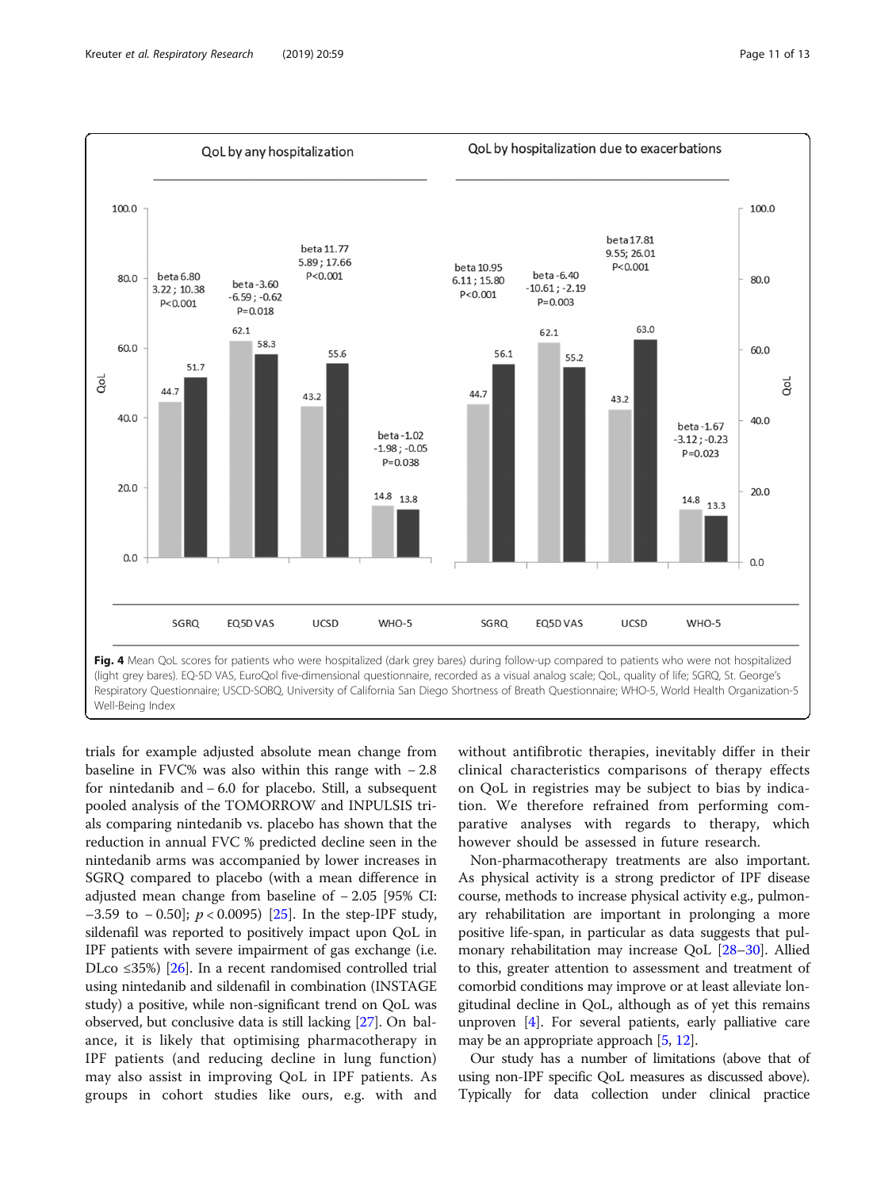**Fig. 4** Mean QoL scores for patients who were hospitalized (dark grey bares) during follow-up compared to patients who were not hospitalized (light grey bares). EQ-5D VAS, EuroQol five-dimensional questionnaire, recorded as a visual analog scale; QoL, quality of life; SGRQ, St. George's Respiratory Questionnaire; USCD-SOBQ, University of California San Diego Shortness of Breath Questionnaire; WHO-5, World Health Organization-5 Well-Being Index

trials for example adjusted absolute mean change from baseline in FVC% was also within this range with − 2.8 for nintedanib and − 6.0 for placebo. Still, a subsequent pooled analysis of the TOMORROW and INPULSIS trials comparing nintedanib vs. placebo has shown that the reduction in annual FVC % predicted decline seen in the nintedanib arms was accompanied by lower increases in SGRQ compared to placebo (with a mean difference in adjusted mean change from baseline of − 2.05 [95% CI: −3.59 to − 0.50]; $p < 0.0095$) [25]. In the step-IPF study, sildenafil was reported to positively impact upon QoL in IPF patients with severe impairment of gas exchange (i.e. DLco ≤35%) [26]. In a recent randomised controlled trial using nintedanib and sildenafil in combination (INSTAGE study) a positive, while non-significant trend on QoL was observed, but conclusive data is still lacking [27]. On balance, it is likely that optimising pharmacotherapy in IPF patients (and reducing decline in lung function) may also assist in improving QoL in IPF patients. As groups in cohort studies like ours, e.g. with and without antifibrotic therapies, inevitably differ in their clinical characteristics comparisons of therapy effects on QoL in registries may be subject to bias by indication. We therefore refrained from performing comparative analyses with regards to therapy, which however should be assessed in future research.

Non-pharmacotherapy treatments are also important. As physical activity is a strong predictor of IPF disease course, methods to increase physical activity e.g., pulmonary rehabilitation are important in prolonging a more positive life-span, in particular as data suggests that pulmonary rehabilitation may increase QoL [28–30]. Allied to this, greater attention to assessment and treatment of comorbid conditions may improve or at least alleviate longitudinal decline in QoL, although as of yet this remains unproven [4]. For several patients, early palliative care may be an appropriate approach [5, 12].

Our study has a number of limitations (above that of using non-IPF specific QoL measures as discussed above). Typically for data collection under clinical practice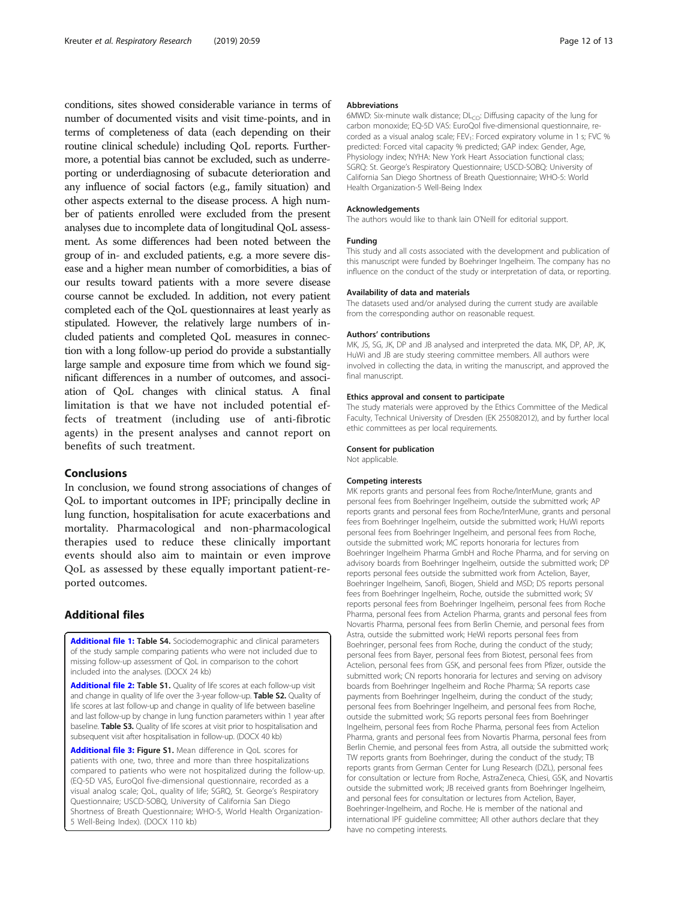conditions, sites showed considerable variance in terms of number of documented visits and visit time-points, and in terms of completeness of data (each depending on their routine clinical schedule) including QoL reports. Furthermore, a potential bias cannot be excluded, such as underreporting or underdiagnosing of subacute deterioration and any influence of social factors (e.g., family situation) and other aspects external to the disease process. A high number of patients enrolled were excluded from the present analyses due to incomplete data of longitudinal QoL assessment. As some differences had been noted between the group of in- and excluded patients, e.g. a more severe disease and a higher mean number of comorbidities, a bias of our results toward patients with a more severe disease course cannot be excluded. In addition, not every patient completed each of the QoL questionnaires at least yearly as stipulated. However, the relatively large numbers of included patients and completed QoL measures in connection with a long follow-up period do provide a substantially large sample and exposure time from which we found significant differences in a number of outcomes, and association of QoL changes with clinical status. A final limitation is that we have not included potential effects of treatment (including use of anti-fibrotic agents) in the present analyses and cannot report on benefits of such treatment.

## Conclusions

In conclusion, we found strong associations of changes of QoL to important outcomes in IPF; principally decline in lung function, hospitalisation for acute exacerbations and mortality. Pharmacological and non-pharmacological therapies used to reduce these clinically important events should also aim to maintain or even improve QoL as assessed by these equally important patient-reported outcomes.

## Additional files

**Additional file 1: Table S4.** Sociodemographic and clinical parameters of the study sample comparing patients who were not included due to missing follow-up assessment of QoL in comparison to the cohort included into the analyses. (DOCX 24 kb)

**Additional file 2: Table S1.** Quality of life scores at each follow-up visit and change in quality of life over the 3-year follow-up. **Table S2.** Quality of life scores at last follow-up and change in quality of life between baseline and last follow-up by change in lung function parameters within 1 year after baseline. **Table S3.** Quality of life scores at visit prior to hospitalisation and subsequent visit after hospitalisation in follow-up. (DOCX 40 kb)

**Additional file 3: Figure S1.** Mean difference in QoL scores for patients with one, two, three and more than three hospitalizations compared to patients who were not hospitalized during the follow-up. (EQ-5D VAS, EuroQol five-dimensional questionnaire, recorded as a visual analog scale; QoL, quality of life; SGRQ, St. George's Respiratory Questionnaire; USCD-SOBQ, University of California San Diego Shortness of Breath Questionnaire; WHO-5, World Health Organization-5 Well-Being Index). (DOCX 110 kb)

### Abbreviations

6MWD: Six-minute walk distance; $DL_{CO}$: Diffusing capacity of the lung for carbon monoxide; EQ-5D VAS: EuroQol five-dimensional questionnaire, recorded as a visual analog scale; $FEV_1$: Forced expiratory volume in 1 s; FVC % predicted: Forced vital capacity % predicted; GAP index: Gender, Age, Physiology index; NYHA: New York Heart Association functional class; SGRQ: St. George's Respiratory Questionnaire; USCD-SOBQ: University of California San Diego Shortness of Breath Questionnaire; WHO-5: World Health Organization-5 Well-Being Index

### Acknowledgements

The authors would like to thank Iain O'Neill for editorial support.

### Funding

This study and all costs associated with the development and publication of this manuscript were funded by Boehringer Ingelheim. The company has no influence on the conduct of the study or interpretation of data, or reporting.

### Availability of data and materials

The datasets used and/or analysed during the current study are available from the corresponding author on reasonable request.

### Authors' contributions

MK, JS, SG, JK, DP and JB analysed and interpreted the data. MK, DP, AP, JK, HuWi and JB are study steering committee members. All authors were involved in collecting the data, in writing the manuscript, and approved the final manuscript.

### Ethics approval and consent to participate

The study materials were approved by the Ethics Committee of the Medical Faculty, Technical University of Dresden (EK 255082012), and by further local ethic committees as per local requirements.

### Consent for publication

Not applicable.

### Competing interests

MK reports grants and personal fees from Roche/InterMune, grants and personal fees from Boehringer Ingelheim, outside the submitted work; AP reports grants and personal fees from Roche/InterMune, grants and personal fees from Boehringer Ingelheim, outside the submitted work; HuWi reports personal fees from Boehringer Ingelheim, and personal fees from Roche, outside the submitted work; MC reports honoraria for lectures from Boehringer Ingelheim Pharma GmbH and Roche Pharma, and for serving on advisory boards from Boehringer Ingelheim, outside the submitted work; DP reports personal fees outside the submitted work from Actelion, Bayer, Boehringer Ingelheim, Sanofi, Biogen, Shield and MSD; DS reports personal fees from Boehringer Ingelheim, Roche, outside the submitted work; SV reports personal fees from Boehringer Ingelheim, personal fees from Roche Pharma, personal fees from Actelion Pharma, grants and personal fees from Novartis Pharma, personal fees from Berlin Chemie, and personal fees from Astra, outside the submitted work; HeWi reports personal fees from Boehringer, personal fees from Roche, during the conduct of the study; personal fees from Bayer, personal fees from Biotest, personal fees from Actelion, personal fees from GSK, and personal fees from Pfizer, outside the submitted work; CN reports honoraria for lectures and serving on advisory boards from Boehringer Ingelheim and Roche Pharma; SA reports case payments from Boehringer Ingelheim, during the conduct of the study; personal fees from Boehringer Ingelheim, and personal fees from Roche, outside the submitted work; SG reports personal fees from Boehringer Ingelheim, personal fees from Roche Pharma, personal fees from Actelion Pharma, grants and personal fees from Novartis Pharma, personal fees from Berlin Chemie, and personal fees from Astra, all outside the submitted work; TW reports grants from Boehringer, during the conduct of the study; TB reports grants from German Center for Lung Research (DZL), personal fees for consultation or lecture from Roche, AstraZeneca, Chiesi, GSK, and Novartis outside the submitted work; JB received grants from Boehringer Ingelheim, and personal fees for consultation or lectures from Actelion, Bayer, Boehringer-Ingelheim, and Roche. He is member of the national and international IPF guideline committee; All other authors declare that they have no competing interests.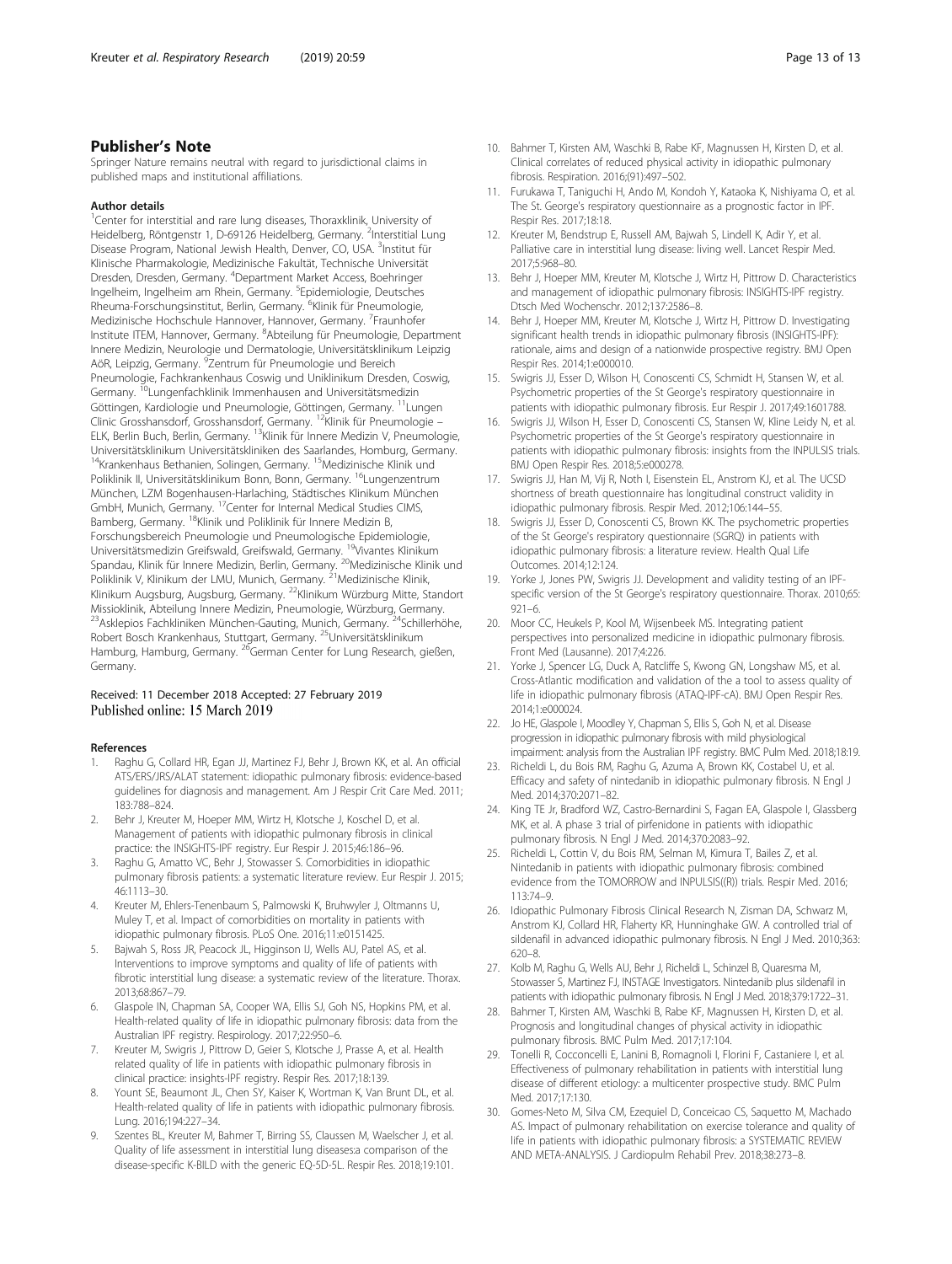## Publisher's Note

Springer Nature remains neutral with regard to jurisdictional claims in published maps and institutional affiliations.

### Author details

[1]Center for interstitial and rare lung diseases, Thoraxklinik, University of Heidelberg, Röntgenstr 1, D-69126 Heidelberg, Germany. [2]Interstitial Lung Disease Program, National Jewish Health, Denver, CO, USA. [3]Institut für Klinische Pharmakologie, Medizinische Fakultät, Technische Universität Dresden, Dresden, Germany. [4]Department Market Access, Boehringer Ingelheim, Ingelheim am Rhein, Germany. [5]Epidemiologie, Deutsches Rheuma-Forschungsinstitut, Berlin, Germany. [6]Klinik für Pneumologie, Medizinische Hochschule Hannover, Hannover, Germany. [7]Fraunhofer Institute ITEM, Hannover, Germany. [8]Abteilung für Pneumologie, Department Innere Medizin, Neurologie und Dermatologie, Universitätsklinikum Leipzig AöR, Leipzig, Germany. [9]Zentrum für Pneumologie und Bereich Pneumologie, Fachkrankenhaus Coswig und Uniklinikum Dresden, Coswig, Germany. [10]Lungenfachklinik Immenhausen und Universitätsmedizin Göttingen, Kardiologie und Pneumologie, Göttingen, Germany. [11]Lungen Clinic Grosshansdorf, Grosshansdorf, Germany. [12]Klinik für Pneumologie – ELK, Berlin Buch, Berlin, Germany. [13]Klinik für Innere Medizin V, Pneumologie, Universitätsklinikum Universitätskliniken des Saarlandes, Homburg, Germany. [14]Krankenhaus Bethanien, Solingen, Germany. [15]Medizinische Klinik und Poliklinik II, Universitätsklinikum Bonn, Bonn, Germany. [16]Lungenzentrum München, LZM Bogenhausen-Harlaching, Städtisches Klinikum München GmbH, Munich, Germany. [17]Center for Internal Medical Studies CIMS, Bamberg, Germany. [18]Klinik und Poliklinik für Innere Medizin B, Forschungsbereich Pneumologie und Pneumologische Epidemiologie, Universitätsmedizin Greifswald, Greifswald, Germany. [19]Vivantes Klinikum Spandau, Klinik für Innere Medizin, Berlin, Germany. [20]Medizinische Klinik und Poliklinik V, Klinikum der LMU, Munich, Germany. [21]Medizinische Klinik, Klinikum Augsburg, Augsburg, Germany. [22]Klinikum Würzburg Mitte, Standort Missioklinik, Abteilung Innere Medizin, Pneumologie, Würzburg, Germany. [23]Asklepios Fachkliniken München-Gauting, Munich, Germany. [24]Schillerhöhe, Robert Bosch Krankenhaus, Stuttgart, Germany. [25]Universitätsklinikum Hamburg, Hamburg, Germany. [26]German Center for Lung Research, gießen, Germany.

Received: 11 December 2018 Accepted: 27 February 2019
Published online: 15 March 2019

## References

1. Raghu G, Collard HR, Egan JJ, Martinez FJ, Behr J, Brown KK, et al. An official ATS/ERS/JRS/ALAT statement: idiopathic pulmonary fibrosis: evidence-based guidelines for diagnosis and management. Am J Respir Crit Care Med. 2011; 183:788–824.
2. Behr J, Kreuter M, Hoeper MM, Wirtz H, Klotsche J, Koschel D, et al. Management of patients with idiopathic pulmonary fibrosis in clinical practice: the INSIGHTS-IPF registry. Eur Respir J. 2015;46:186–96.
3. Raghu G, Amatto VC, Behr J, Stowasser S. Comorbidities in idiopathic pulmonary fibrosis patients: a systematic literature review. Eur Respir J. 2015; 46:1113–30.
4. Kreuter M, Ehlers-Tenenbaum S, Palmowski K, Bruhwyler J, Oltmanns U, Muley T, et al. Impact of comorbidities on mortality in patients with idiopathic pulmonary fibrosis. PLoS One. 2016;11:e0151425.
5. Bajwah S, Ross JR, Peacock JL, Higginson IJ, Wells AU, Patel AS, et al. Interventions to improve symptoms and quality of life of patients with fibrotic interstitial lung disease: a systematic review of the literature. Thorax. 2013;68:867–79.
6. Glaspole IN, Chapman SA, Cooper WA, Ellis SJ, Goh NS, Hopkins PM, et al. Health-related quality of life in idiopathic pulmonary fibrosis: data from the Australian IPF registry. Respirology. 2017;22:950–6.
7. Kreuter M, Swigris J, Pittrow D, Geier S, Klotsche J, Prasse A, et al. Health related quality of life in patients with idiopathic pulmonary fibrosis in clinical practice: insights-IPF registry. Respir Res. 2017;18:139.
8. Yount SE, Beaumont JL, Chen SY, Kaiser K, Wortman K, Van Brunt DL, et al. Health-related quality of life in patients with idiopathic pulmonary fibrosis. Lung. 2016;194:227–34.
9. Szentes BL, Kreuter M, Bahmer T, Birring SS, Claussen M, Waelscher J, et al. Quality of life assessment in interstitial lung diseases:a comparison of the disease-specific K-BILD with the generic EQ-5D-5L. Respir Res. 2018;19:101.
10. Bahmer T, Kirsten AM, Waschki B, Rabe KF, Magnussen H, Kirsten D, et al. Clinical correlates of reduced physical activity in idiopathic pulmonary fibrosis. Respiration. 2016;(91):497–502.
11. Furukawa T, Taniguchi H, Ando M, Kondoh Y, Kataoka K, Nishiyama O, et al. The St. George's respiratory questionnaire as a prognostic factor in IPF. Respir Res. 2017;18:18.
12. Kreuter M, Bendstrup E, Russell AM, Bajwah S, Lindell K, Adir Y, et al. Palliative care in interstitial lung disease: living well. Lancet Respir Med. 2017;5:968–80.
13. Behr J, Hoeper MM, Kreuter M, Klotsche J, Wirtz H, Pittrow D. Characteristics and management of idiopathic pulmonary fibrosis: INSIGHTS-IPF registry. Dtsch Med Wochenschr. 2012;137:2586–8.
14. Behr J, Hoeper MM, Kreuter M, Klotsche J, Wirtz H, Pittrow D. Investigating significant health trends in idiopathic pulmonary fibrosis (INSIGHTS-IPF): rationale, aims and design of a nationwide prospective registry. BMJ Open Respir Res. 2014;1:e000010.
15. Swigris JJ, Esser D, Wilson H, Conoscenti CS, Schmidt H, Stansen W, et al. Psychometric properties of the St George's respiratory questionnaire in patients with idiopathic pulmonary fibrosis. Eur Respir J. 2017;49:1601788.
16. Swigris JJ, Wilson H, Esser D, Conoscenti CS, Stansen W, Kline Leidy N, et al. Psychometric properties of the St George's respiratory questionnaire in patients with idiopathic pulmonary fibrosis: insights from the INPULSIS trials. BMJ Open Respir Res. 2018;5:e000278.
17. Swigris JJ, Han M, Vij R, Noth I, Eisenstein EL, Anstrom KJ, et al. The UCSD shortness of breath questionnaire has longitudinal construct validity in idiopathic pulmonary fibrosis. Respir Med. 2012;106:144–55.
18. Swigris JJ, Esser D, Conoscenti CS, Brown KK. The psychometric properties of the St George's respiratory questionnaire (SGRQ) in patients with idiopathic pulmonary fibrosis: a literature review. Health Qual Life Outcomes. 2014;12:124.
19. Yorke J, Jones PW, Swigris JJ. Development and validity testing of an IPF-specific version of the St George's respiratory questionnaire. Thorax. 2010;65: 921–6.
20. Moor CC, Heukels P, Kool M, Wijsenbeek MS. Integrating patient perspectives into personalized medicine in idiopathic pulmonary fibrosis. Front Med (Lausanne). 2017;4:226.
21. Yorke J, Spencer LG, Duck A, Ratcliffe S, Kwong GN, Longshaw MS, et al. Cross-Atlantic modification and validation of the a tool to assess quality of life in idiopathic pulmonary fibrosis (ATAQ-IPF-cA). BMJ Open Respir Res. 2014;1:e000024.
22. Jo HE, Glaspole I, Moodley Y, Chapman S, Ellis S, Goh N, et al. Disease progression in idiopathic pulmonary fibrosis with mild physiological impairment: analysis from the Australian IPF registry. BMC Pulm Med. 2018;18:19.
23. Richeldi L, du Bois RM, Raghu G, Azuma A, Brown KK, Costabel U, et al. Efficacy and safety of nintedanib in idiopathic pulmonary fibrosis. N Engl J Med. 2014;370:2071–82.
24. King TE Jr, Bradford WZ, Castro-Bernardini S, Fagan EA, Glaspole I, Glassberg MK, et al. A phase 3 trial of pirfenidone in patients with idiopathic pulmonary fibrosis. N Engl J Med. 2014;370:2083–92.
25. Richeldi L, Cottin V, du Bois RM, Selman M, Kimura T, Bailes Z, et al. Nintedanib in patients with idiopathic pulmonary fibrosis: combined evidence from the TOMORROW and INPULSIS((R)) trials. Respir Med. 2016; 113:74–9.
26. Idiopathic Pulmonary Fibrosis Clinical Research N, Zisman DA, Schwarz M, Anstrom KJ, Collard HR, Flaherty KR, Hunninghake GW. A controlled trial of sildenafil in advanced idiopathic pulmonary fibrosis. N Engl J Med. 2010;363: 620–8.
27. Kolb M, Raghu G, Wells AU, Behr J, Richeldi L, Schinzel B, Quaresma M, Stowasser S, Martinez FJ, INSTAGE Investigators. Nintedanib plus sildenafil in patients with idiopathic pulmonary fibrosis. N Engl J Med. 2018;379:1722–31.
28. Bahmer T, Kirsten AM, Waschki B, Rabe KF, Magnussen H, Kirsten D, et al. Prognosis and longitudinal changes of physical activity in idiopathic pulmonary fibrosis. BMC Pulm Med. 2017;17:104.
29. Tonelli R, Cocconcelli E, Lanini B, Romagnoli I, Florini F, Castaniere I, et al. Effectiveness of pulmonary rehabilitation in patients with interstitial lung disease of different etiology: a multicenter prospective study. BMC Pulm Med. 2017;17:130.
30. Gomes-Neto M, Silva CM, Ezequiel D, Conceicao CS, Saquetto M, Machado AS. Impact of pulmonary rehabilitation on exercise tolerance and quality of life in patients with idiopathic pulmonary fibrosis: a SYSTEMATIC REVIEW AND META-ANALYSIS. J Cardiopulm Rehabil Prev. 2018;38:273–8.